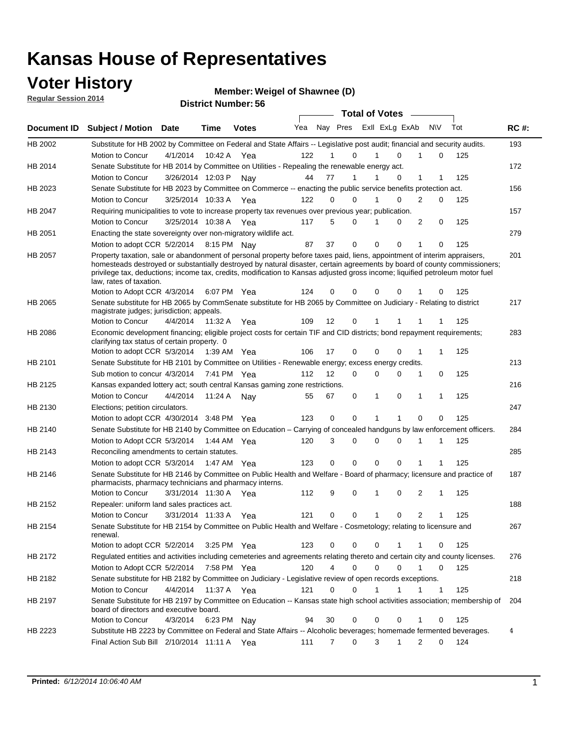# Kansas House of Representatives

## Voter History

**Regular Session 2014**

**Member: Weigel of Shawnee (D)**

**District Number: 56**

| Document ID | Subject / Motion | Date | Time | Votes | Yea | Nay | Pres | ExII | ExLg | ExAb | N\V | Tot | RC #: |
|---|---|---|---|---|---|---|---|---|---|---|---|---|---|
| HB 2002 | Substitute for HB 2002 by Committee on Federal and State Affairs -- Legislative post audit; financial and security audits. | | | | | | | | | | | | 193 |
| | Motion to Concur | 4/1/2014 | 10:42 A | Yea | 122 | 1 | 0 | 1 | 0 | 1 | 0 | 125 | |
| HB 2014 | Senate Substitute for HB 2014 by Committee on Utilities - Repealing the renewable energy act. | | | | | | | | | | | | 172 |
| | Motion to Concur | 3/26/2014 | 12:03 P | Nay | 44 | 77 | 1 | 1 | 0 | 1 | 1 | 125 | |
| HB 2023 | Senate Substitute for HB 2023 by Committee on Commerce -- enacting the public service benefits protection act. | | | | | | | | | | | | 156 |
| | Motion to Concur | 3/25/2014 | 10:33 A | Yea | 122 | 0 | 0 | 1 | 0 | 2 | 0 | 125 | |
| HB 2047 | Requiring municipalities to vote to increase property tax revenues over previous year; publication. | | | | | | | | | | | | 157 |
| | Motion to Concur | 3/25/2014 | 10:38 A | Yea | 117 | 5 | 0 | 1 | 0 | 2 | 0 | 125 | |
| HB 2051 | Enacting the state sovereignty over non-migratory wildlife act. | | | | | | | | | | | | 279 |
| | Motion to adopt CCR | 5/2/2014 | 8:15 PM | Nay | 87 | 37 | 0 | 0 | 0 | 1 | 0 | 125 | |
| HB 2057 | Property taxation, sale or abandonment of personal property before taxes paid, liens, appointment of interim appraisers, homesteads destroyed or substantially destroyed by natural disaster, certain agreements by board of county commissioners; privilege tax, deductions; income tax, credits, modification to Kansas adjusted gross income; liquified petroleum motor fuel law, rates of taxation. | | | | | | | | | | | | 201 |
| | Motion to Adopt CCR | 4/3/2014 | 6:07 PM | Yea | 124 | 0 | 0 | 0 | 0 | 1 | 0 | 125 | |
| HB 2065 | Senate substitute for HB 2065 by CommSenate substitute for HB 2065 by Committee on Judiciary - Relating to district magistrate judges; jurisdiction; appeals. | | | | | | | | | | | | 217 |
| | Motion to Concur | 4/4/2014 | 11:32 A | Yea | 109 | 12 | 0 | 1 | 1 | 1 | 1 | 125 | |
| HB 2086 | Economic development financing; eligible project costs for certain TIF and CID districts; bond repayment requirements; clarifying tax status of certain property. 0 | | | | | | | | | | | | 283 |
| | Motion to adopt CCR | 5/3/2014 | 1:39 AM | Yea | 106 | 17 | 0 | 0 | 0 | 1 | 1 | 125 | |
| HB 2101 | Senate Substitute for HB 2101 by Committee on Utilities - Renewable energy; excess energy credits. | | | | | | | | | | | | 213 |
| | Sub motion to concur | 4/3/2014 | 7:41 PM | Yea | 112 | 12 | 0 | 0 | 0 | 1 | 0 | 125 | |
| HB 2125 | Kansas expanded lottery act; south central Kansas gaming zone restrictions. | | | | | | | | | | | | 216 |
| | Motion to Concur | 4/4/2014 | 11:24 A | Nay | 55 | 67 | 0 | 1 | 0 | 1 | 1 | 125 | |
| HB 2130 | Elections; petition circulators. | | | | | | | | | | | | 247 |
| | Motion to adopt CCR | 4/30/2014 | 3:48 PM | Yea | 123 | 0 | 0 | 1 | 1 | 0 | 0 | 125 | |
| HB 2140 | Senate Substitute for HB 2140 by Committee on Education – Carrying of concealed handguns by law enforcement officers. | | | | | | | | | | | | 284 |
| | Motion to Adopt CCR | 5/3/2014 | 1:44 AM | Yea | 120 | 3 | 0 | 0 | 0 | 1 | 1 | 125 | |
| HB 2143 | Reconciling amendments to certain statutes. | | | | | | | | | | | | 285 |
| | Motion to adopt CCR | 5/3/2014 | 1:47 AM | Yea | 123 | 0 | 0 | 0 | 0 | 1 | 1 | 125 | |
| HB 2146 | Senate Substitute for HB 2146 by Committee on Public Health and Welfare - Board of pharmacy; licensure and practice of pharmacists, pharmacy technicians and pharmacy interns. | | | | | | | | | | | | 187 |
| | Motion to Concur | 3/31/2014 | 11:30 A | Yea | 112 | 9 | 0 | 1 | 0 | 2 | 1 | 125 | |
| HB 2152 | Repealer: uniform land sales practices act. | | | | | | | | | | | | 188 |
| | Motion to Concur | 3/31/2014 | 11:33 A | Yea | 121 | 0 | 0 | 1 | 0 | 2 | 1 | 125 | |
| HB 2154 | Senate Substitute for HB 2154 by Committee on Public Health and Welfare - Cosmetology; relating to licensure and renewal. | | | | | | | | | | | | 267 |
| | Motion to adopt CCR | 5/2/2014 | 3:25 PM | Yea | 123 | 0 | 0 | 0 | 1 | 1 | 0 | 125 | |
| HB 2172 | Regulated entities and activities including cemeteries and agreements relating thereto and certain city and county licenses. | | | | | | | | | | | | 276 |
| | Motion to Adopt CCR | 5/2/2014 | 7:58 PM | Yea | 120 | 4 | 0 | 0 | 0 | 1 | 0 | 125 | |
| HB 2182 | Senate substitute for HB 2182 by Committee on Judiciary - Legislative review of open records exceptions. | | | | | | | | | | | | 218 |
| | Motion to Concur | 4/4/2014 | 11:37 A | Yea | 121 | 0 | 0 | 1 | 1 | 1 | 1 | 125 | |
| HB 2197 | Senate Substitute for HB 2197 by Committee on Education -- Kansas state high school activities association; membership of board of directors and executive board. | | | | | | | | | | | | 204 |
| | Motion to Concur | 4/3/2014 | 6:23 PM | Nay | 94 | 30 | 0 | 0 | 0 | 1 | 0 | 125 | |
| HB 2223 | Substitute HB 2223 by Committee on Federal and State Affairs -- Alcoholic beverages; homemade fermented beverages. | | | | | | | | | | | | 4 |
| | Final Action Sub Bill | 2/10/2014 | 11:11 A | Yea | 111 | 7 | 0 | 3 | 1 | 2 | 0 | 124 | |

**Printed:** *6/12/2014 10:06:40 AM*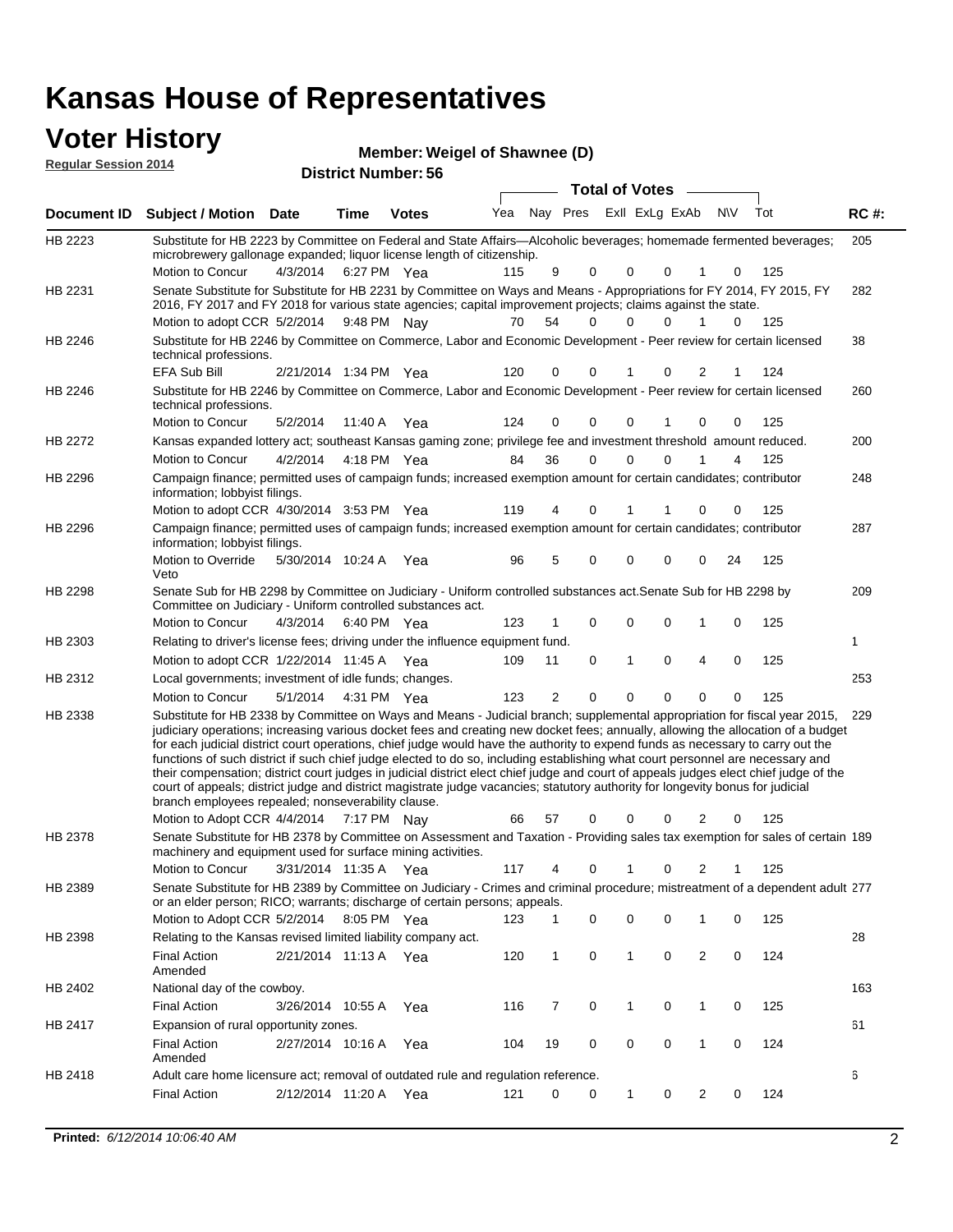# Kansas House of Representatives

## Voter History

**Regular Session 2014**

**Member: Weigel of Shawnee (D)**

**District Number: 56**

| Document ID | Subject / Motion | Date | Time | Votes | Yea | Nay | Pres | ExII | ExLg | ExAb | N\V | Tot | RC #: |
|---|---|---|---|---|---|---|---|---|---|---|---|---|---|
| HB 2223 | Substitute for HB 2223 by Committee on Federal and State Affairs—Alcoholic beverages; homemade fermented beverages; microbrewery gallonage expanded; liquor license length of citizenship. | | | | | | | | | | | | 205 |
| | Motion to Concur | 4/3/2014 | 6:27 PM | Yea | 115 | 9 | 0 | 0 | 0 | 1 | 0 | 125 | |
| HB 2231 | Senate Substitute for Substitute for HB 2231 by Committee on Ways and Means - Appropriations for FY 2014, FY 2015, FY 2016, FY 2017 and FY 2018 for various state agencies; capital improvement projects; claims against the state. | | | | | | | | | | | | 282 |
| | Motion to adopt CCR | 5/2/2014 | 9:48 PM | Nay | 70 | 54 | 0 | 0 | 0 | 1 | 0 | 125 | |
| HB 2246 | Substitute for HB 2246 by Committee on Commerce, Labor and Economic Development - Peer review for certain licensed technical professions. | | | | | | | | | | | | 38 |
| | EFA Sub Bill | 2/21/2014 | 1:34 PM | Yea | 120 | 0 | 0 | 1 | 0 | 2 | 1 | 124 | |
| HB 2246 | Substitute for HB 2246 by Committee on Commerce, Labor and Economic Development - Peer review for certain licensed technical professions. | | | | | | | | | | | | 260 |
| | Motion to Concur | 5/2/2014 | 11:40 A | Yea | 124 | 0 | 0 | 0 | 1 | 0 | 0 | 125 | |
| HB 2272 | Kansas expanded lottery act; southeast Kansas gaming zone; privilege fee and investment threshold amount reduced. | | | | | | | | | | | | 200 |
| | Motion to Concur | 4/2/2014 | 4:18 PM | Yea | 84 | 36 | 0 | 0 | 0 | 1 | 4 | 125 | |
| HB 2296 | Campaign finance; permitted uses of campaign funds; increased exemption amount for certain candidates; contributor information; lobbyist filings. | | | | | | | | | | | | 248 |
| | Motion to adopt CCR | 4/30/2014 | 3:53 PM | Yea | 119 | 4 | 0 | 1 | 1 | 0 | 0 | 125 | |
| HB 2296 | Campaign finance; permitted uses of campaign funds; increased exemption amount for certain candidates; contributor information; lobbyist filings. | | | | | | | | | | | | 287 |
| | Motion to Override Veto | 5/30/2014 | 10:24 A | Yea | 96 | 5 | 0 | 0 | 0 | 0 | 24 | 125 | |
| HB 2298 | Senate Sub for HB 2298 by Committee on Judiciary - Uniform controlled substances act.Senate Sub for HB 2298 by Committee on Judiciary - Uniform controlled substances act. | | | | | | | | | | | | 209 |
| | Motion to Concur | 4/3/2014 | 6:40 PM | Yea | 123 | 1 | 0 | 0 | 0 | 1 | 0 | 125 | |
| HB 2303 | Relating to driver's license fees; driving under the influence equipment fund. | | | | | | | | | | | | 1 |
| | Motion to adopt CCR | 1/22/2014 | 11:45 A | Yea | 109 | 11 | 0 | 1 | 0 | 4 | 0 | 125 | |
| HB 2312 | Local governments; investment of idle funds; changes. | | | | | | | | | | | | 253 |
| | Motion to Concur | 5/1/2014 | 4:31 PM | Yea | 123 | 2 | 0 | 0 | 0 | 0 | 0 | 125 | |
| HB 2338 | Substitute for HB 2338 by Committee on Ways and Means - Judicial branch; supplemental appropriation for fiscal year 2015, judiciary operations; increasing various docket fees and creating new docket fees; annually, allowing the allocation of a budget for each judicial district court operations, chief judge would have the authority to expend funds as necessary to carry out the functions of such district if such chief judge elected to do so, including establishing what court personnel are necessary and their compensation; district court judges in judicial district elect chief judge and court of appeals judges elect chief judge of the court of appeals; district judge and district magistrate judge vacancies; statutory authority for longevity bonus for judicial branch employees repealed; nonseverability clause. | | | | | | | | | | | | 229 |
| | Motion to Adopt CCR | 4/4/2014 | 7:17 PM | Nay | 66 | 57 | 0 | 0 | 0 | 2 | 0 | 125 | |
| HB 2378 | Senate Substitute for HB 2378 by Committee on Assessment and Taxation - Providing sales tax exemption for sales of certain machinery and equipment used for surface mining activities. | | | | | | | | | | | | 189 |
| | Motion to Concur | 3/31/2014 | 11:35 A | Yea | 117 | 4 | 0 | 1 | 0 | 2 | 1 | 125 | |
| HB 2389 | Senate Substitute for HB 2389 by Committee on Judiciary - Crimes and criminal procedure; mistreatment of a dependent adult or an elder person; RICO; warrants; discharge of certain persons; appeals. | | | | | | | | | | | | 277 |
| | Motion to Adopt CCR | 5/2/2014 | 8:05 PM | Yea | 123 | 1 | 0 | 0 | 0 | 1 | 0 | 125 | |
| HB 2398 | Relating to the Kansas revised limited liability company act. | | | | | | | | | | | | 28 |
| | Final Action Amended | 2/21/2014 | 11:13 A | Yea | 120 | 1 | 0 | 1 | 0 | 2 | 0 | 124 | |
| HB 2402 | National day of the cowboy. | | | | | | | | | | | | 163 |
| | Final Action | 3/26/2014 | 10:55 A | Yea | 116 | 7 | 0 | 1 | 0 | 1 | 0 | 125 | |
| HB 2417 | Expansion of rural opportunity zones. | | | | | | | | | | | | 61 |
| | Final Action Amended | 2/27/2014 | 10:16 A | Yea | 104 | 19 | 0 | 0 | 0 | 1 | 0 | 124 | |
| HB 2418 | Adult care home licensure act; removal of outdated rule and regulation reference. | | | | | | | | | | | | 6 |
| | Final Action | 2/12/2014 | 11:20 A | Yea | 121 | 0 | 0 | 1 | 0 | 2 | 0 | 124 | |

**Printed:** *6/12/2014 10:06:40 AM*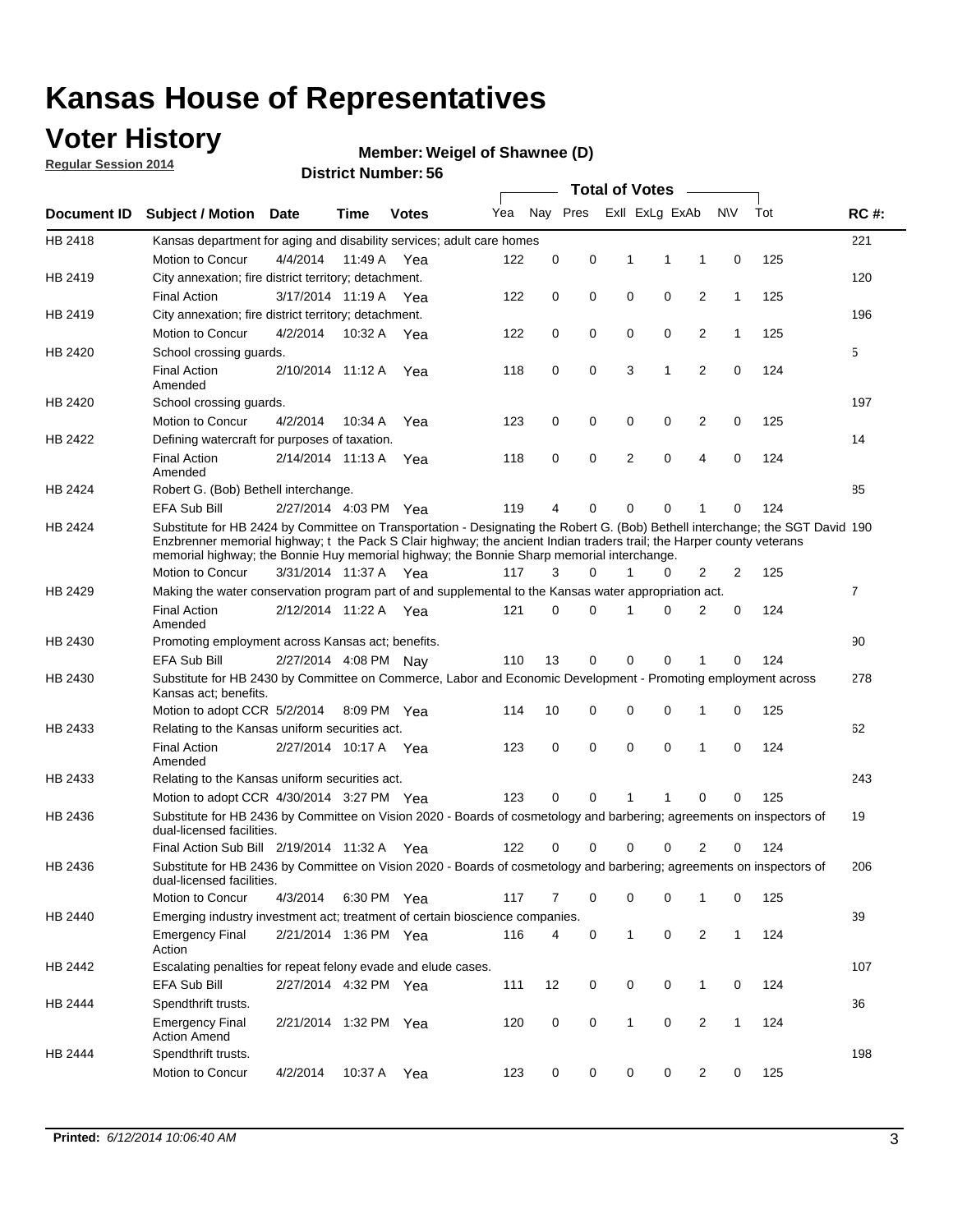# Kansas House of Representatives

## Voter History

**Regular Session 2014**

**Member: Weigel of Shawnee (D)**

**District Number: 56**

| Document ID | Subject / Motion | Date | Time | Votes | Yea | Nay | Pres | ExII | ExLg | ExAb | N\V | Tot | RC #: |
|---|---|---|---|---|---|---|---|---|---|---|---|---|---|
| HB 2418 | Kansas department for aging and disability services; adult care homes | | | | | | | | | | | | 221 |
| | Motion to Concur | 4/4/2014 | 11:49 A | Yea | 122 | 0 | 0 | 1 | 1 | 1 | 0 | 125 | |
| HB 2419 | City annexation; fire district territory; detachment. | | | | | | | | | | | | 120 |
| | Final Action | 3/17/2014 | 11:19 A | Yea | 122 | 0 | 0 | 0 | 0 | 2 | 1 | 125 | |
| HB 2419 | City annexation; fire district territory; detachment. | | | | | | | | | | | | 196 |
| | Motion to Concur | 4/2/2014 | 10:32 A | Yea | 122 | 0 | 0 | 0 | 0 | 2 | 1 | 125 | |
| HB 2420 | School crossing guards. | | | | | | | | | | | | 5 |
| | Final Action Amended | 2/10/2014 | 11:12 A | Yea | 118 | 0 | 0 | 3 | 1 | 2 | 0 | 124 | |
| HB 2420 | School crossing guards. | | | | | | | | | | | | 197 |
| | Motion to Concur | 4/2/2014 | 10:34 A | Yea | 123 | 0 | 0 | 0 | 0 | 2 | 0 | 125 | |
| HB 2422 | Defining watercraft for purposes of taxation. | | | | | | | | | | | | 14 |
| | Final Action Amended | 2/14/2014 | 11:13 A | Yea | 118 | 0 | 0 | 2 | 0 | 4 | 0 | 124 | |
| HB 2424 | Robert G. (Bob) Bethell interchange. | | | | | | | | | | | | 85 |
| | EFA Sub Bill | 2/27/2014 | 4:03 PM | Yea | 119 | 4 | 0 | 0 | 0 | 1 | 0 | 124 | |
| HB 2424 | Substitute for HB 2424 by Committee on Transportation - Designating the Robert G. (Bob) Bethell interchange; the SGT David Enzbrenner memorial highway; t the Pack S Clair highway; the ancient Indian traders trail; the Harper county veterans memorial highway; the Bonnie Huy memorial highway; the Bonnie Sharp memorial interchange. | | | | | | | | | | | | 190 |
| | Motion to Concur | 3/31/2014 | 11:37 A | Yea | 117 | 3 | 0 | 1 | 0 | 2 | 2 | 125 | |
| HB 2429 | Making the water conservation program part of and supplemental to the Kansas water appropriation act. | | | | | | | | | | | | 7 |
| | Final Action Amended | 2/12/2014 | 11:22 A | Yea | 121 | 0 | 0 | 1 | 0 | 2 | 0 | 124 | |
| HB 2430 | Promoting employment across Kansas act; benefits. | | | | | | | | | | | | 90 |
| | EFA Sub Bill | 2/27/2014 | 4:08 PM | Nay | 110 | 13 | 0 | 0 | 0 | 1 | 0 | 124 | |
| HB 2430 | Substitute for HB 2430 by Committee on Commerce, Labor and Economic Development - Promoting employment across Kansas act; benefits. | | | | | | | | | | | | 278 |
| | Motion to adopt CCR | 5/2/2014 | 8:09 PM | Yea | 114 | 10 | 0 | 0 | 0 | 1 | 0 | 125 | |
| HB 2433 | Relating to the Kansas uniform securities act. | | | | | | | | | | | | 62 |
| | Final Action Amended | 2/27/2014 | 10:17 A | Yea | 123 | 0 | 0 | 0 | 0 | 1 | 0 | 124 | |
| HB 2433 | Relating to the Kansas uniform securities act. | | | | | | | | | | | | 243 |
| | Motion to adopt CCR | 4/30/2014 | 3:27 PM | Yea | 123 | 0 | 0 | 1 | 1 | 0 | 0 | 125 | |
| HB 2436 | Substitute for HB 2436 by Committee on Vision 2020 - Boards of cosmetology and barbering; agreements on inspectors of dual-licensed facilities. | | | | | | | | | | | | 19 |
| | Final Action Sub Bill | 2/19/2014 | 11:32 A | Yea | 122 | 0 | 0 | 0 | 0 | 2 | 0 | 124 | |
| HB 2436 | Substitute for HB 2436 by Committee on Vision 2020 - Boards of cosmetology and barbering; agreements on inspectors of dual-licensed facilities. | | | | | | | | | | | | 206 |
| | Motion to Concur | 4/3/2014 | 6:30 PM | Yea | 117 | 7 | 0 | 0 | 0 | 1 | 0 | 125 | |
| HB 2440 | Emerging industry investment act; treatment of certain bioscience companies. | | | | | | | | | | | | 39 |
| | Emergency Final Action | 2/21/2014 | 1:36 PM | Yea | 116 | 4 | 0 | 1 | 0 | 2 | 1 | 124 | |
| HB 2442 | Escalating penalties for repeat felony evade and elude cases. | | | | | | | | | | | | 107 |
| | EFA Sub Bill | 2/27/2014 | 4:32 PM | Yea | 111 | 12 | 0 | 0 | 0 | 1 | 0 | 124 | |
| HB 2444 | Spendthrift trusts. | | | | | | | | | | | | 36 |
| | Emergency Final Action Amend | 2/21/2014 | 1:32 PM | Yea | 120 | 0 | 0 | 1 | 0 | 2 | 1 | 124 | |
| HB 2444 | Spendthrift trusts. | | | | | | | | | | | | 198 |
| | Motion to Concur | 4/2/2014 | 10:37 A | Yea | 123 | 0 | 0 | 0 | 0 | 2 | 0 | 125 | |

**Printed:** *6/12/2014 10:06:40 AM*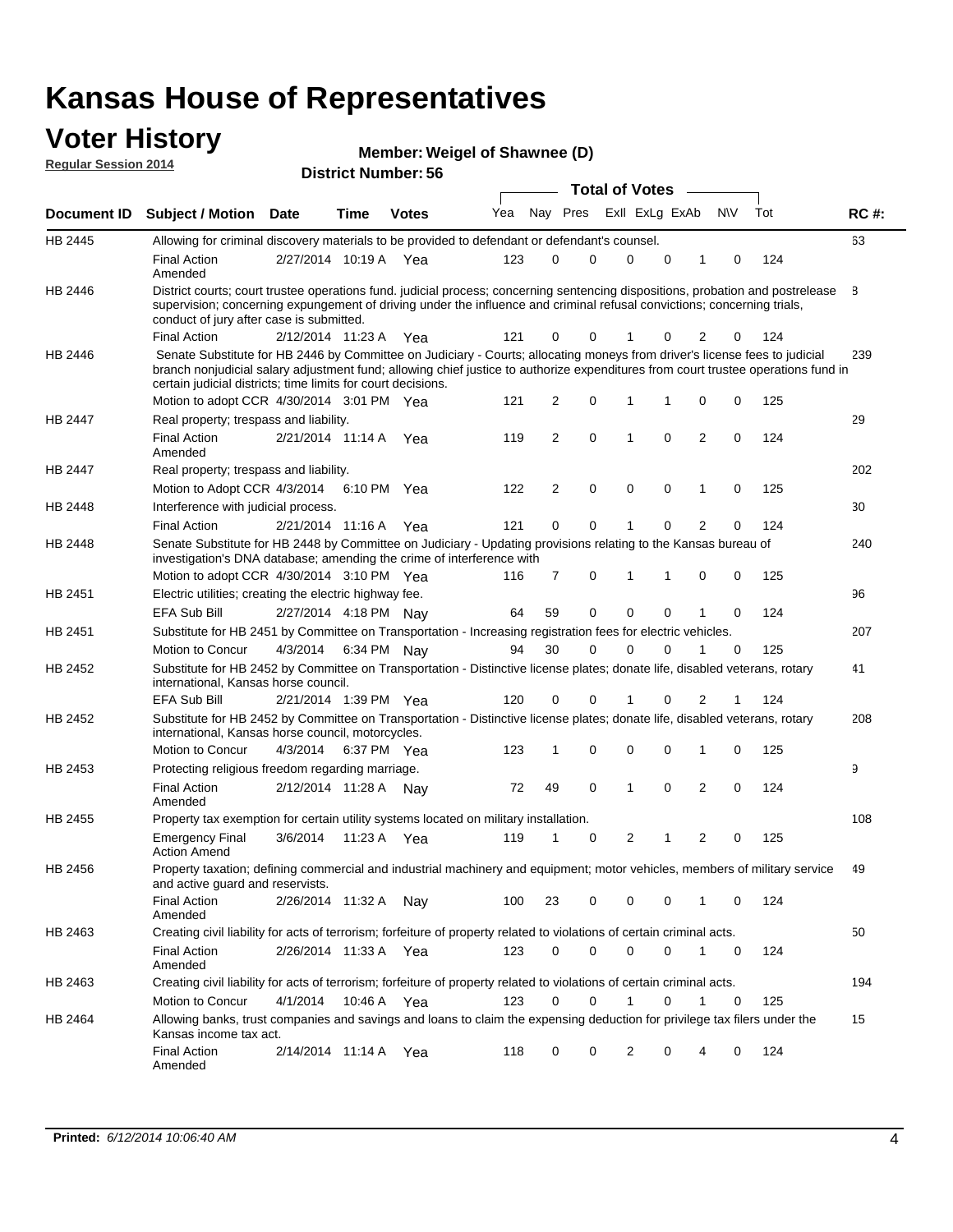# Kansas House of Representatives

## Voter History

**Regular Session 2014**

**Member: Weigel of Shawnee (D)**

**District Number: 56**

| Document ID | Subject / Motion | Date | Time | Votes | Yea | Nay | Pres | ExII | ExLg | ExAb | N\V | Tot | RC #: |
|---|---|---|---|---|---|---|---|---|---|---|---|---|---|
| HB 2445 | Allowing for criminal discovery materials to be provided to defendant or defendant's counsel. | | | | | | | | | | | | 63 |
| | Final Action Amended | 2/27/2014 | 10:19 A | Yea | 123 | 0 | 0 | 0 | 0 | 1 | 0 | 124 | |
| HB 2446 | District courts; court trustee operations fund. judicial process; concerning sentencing dispositions, probation and postrelease supervision; concerning expungement of driving under the influence and criminal refusal convictions; concerning trials, conduct of jury after case is submitted. | | | | | | | | | | | | 8 |
| | Final Action | 2/12/2014 | 11:23 A | Yea | 121 | 0 | 0 | 1 | 0 | 2 | 0 | 124 | |
| HB 2446 | Senate Substitute for HB 2446 by Committee on Judiciary - Courts; allocating moneys from driver's license fees to judicial branch nonjudicial salary adjustment fund; allowing chief justice to authorize expenditures from court trustee operations fund in certain judicial districts; time limits for court decisions. | | | | | | | | | | | | 239 |
| | Motion to adopt CCR | 4/30/2014 | 3:01 PM | Yea | 121 | 2 | 0 | 1 | 1 | 0 | 0 | 125 | |
| HB 2447 | Real property; trespass and liability. | | | | | | | | | | | | 29 |
| | Final Action Amended | 2/21/2014 | 11:14 A | Yea | 119 | 2 | 0 | 1 | 0 | 2 | 0 | 124 | |
| HB 2447 | Real property; trespass and liability. | | | | | | | | | | | | 202 |
| | Motion to Adopt CCR | 4/3/2014 | 6:10 PM | Yea | 122 | 2 | 0 | 0 | 0 | 1 | 0 | 125 | |
| HB 2448 | Interference with judicial process. | | | | | | | | | | | | 30 |
| | Final Action | 2/21/2014 | 11:16 A | Yea | 121 | 0 | 0 | 1 | 0 | 2 | 0 | 124 | |
| HB 2448 | Senate Substitute for HB 2448 by Committee on Judiciary - Updating provisions relating to the Kansas bureau of investigation's DNA database; amending the crime of interference with | | | | | | | | | | | | 240 |
| | Motion to adopt CCR | 4/30/2014 | 3:10 PM | Yea | 116 | 7 | 0 | 1 | 1 | 0 | 0 | 125 | |
| HB 2451 | Electric utilities; creating the electric highway fee. | | | | | | | | | | | | 96 |
| | EFA Sub Bill | 2/27/2014 | 4:18 PM | Nay | 64 | 59 | 0 | 0 | 0 | 1 | 0 | 124 | |
| HB 2451 | Substitute for HB 2451 by Committee on Transportation - Increasing registration fees for electric vehicles. | | | | | | | | | | | | 207 |
| | Motion to Concur | 4/3/2014 | 6:34 PM | Nay | 94 | 30 | 0 | 0 | 0 | 1 | 0 | 125 | |
| HB 2452 | Substitute for HB 2452 by Committee on Transportation - Distinctive license plates; donate life, disabled veterans, rotary international, Kansas horse council. | | | | | | | | | | | | 41 |
| | EFA Sub Bill | 2/21/2014 | 1:39 PM | Yea | 120 | 0 | 0 | 1 | 0 | 2 | 1 | 124 | |
| HB 2452 | Substitute for HB 2452 by Committee on Transportation - Distinctive license plates; donate life, disabled veterans, rotary international, Kansas horse council, motorcycles. | | | | | | | | | | | | 208 |
| | Motion to Concur | 4/3/2014 | 6:37 PM | Yea | 123 | 1 | 0 | 0 | 0 | 1 | 0 | 125 | |
| HB 2453 | Protecting religious freedom regarding marriage. | | | | | | | | | | | | 9 |
| | Final Action Amended | 2/12/2014 | 11:28 A | Nay | 72 | 49 | 0 | 1 | 0 | 2 | 0 | 124 | |
| HB 2455 | Property tax exemption for certain utility systems located on military installation. | | | | | | | | | | | | 108 |
| | Emergency Final Action Amend | 3/6/2014 | 11:23 A | Yea | 119 | 1 | 0 | 2 | 1 | 2 | 0 | 125 | |
| HB 2456 | Property taxation; defining commercial and industrial machinery and equipment; motor vehicles, members of military service and active guard and reservists. | | | | | | | | | | | | 49 |
| | Final Action Amended | 2/26/2014 | 11:32 A | Nay | 100 | 23 | 0 | 0 | 0 | 1 | 0 | 124 | |
| HB 2463 | Creating civil liability for acts of terrorism; forfeiture of property related to violations of certain criminal acts. | | | | | | | | | | | | 50 |
| | Final Action Amended | 2/26/2014 | 11:33 A | Yea | 123 | 0 | 0 | 0 | 0 | 1 | 0 | 124 | |
| HB 2463 | Creating civil liability for acts of terrorism; forfeiture of property related to violations of certain criminal acts. | | | | | | | | | | | | 194 |
| | Motion to Concur | 4/1/2014 | 10:46 A | Yea | 123 | 0 | 0 | 1 | 0 | 1 | 0 | 125 | |
| HB 2464 | Allowing banks, trust companies and savings and loans to claim the expensing deduction for privilege tax filers under the Kansas income tax act. | | | | | | | | | | | | 15 |
| | Final Action Amended | 2/14/2014 | 11:14 A | Yea | 118 | 0 | 0 | 2 | 0 | 4 | 0 | 124 | |

**Printed:** *6/12/2014 10:06:40 AM*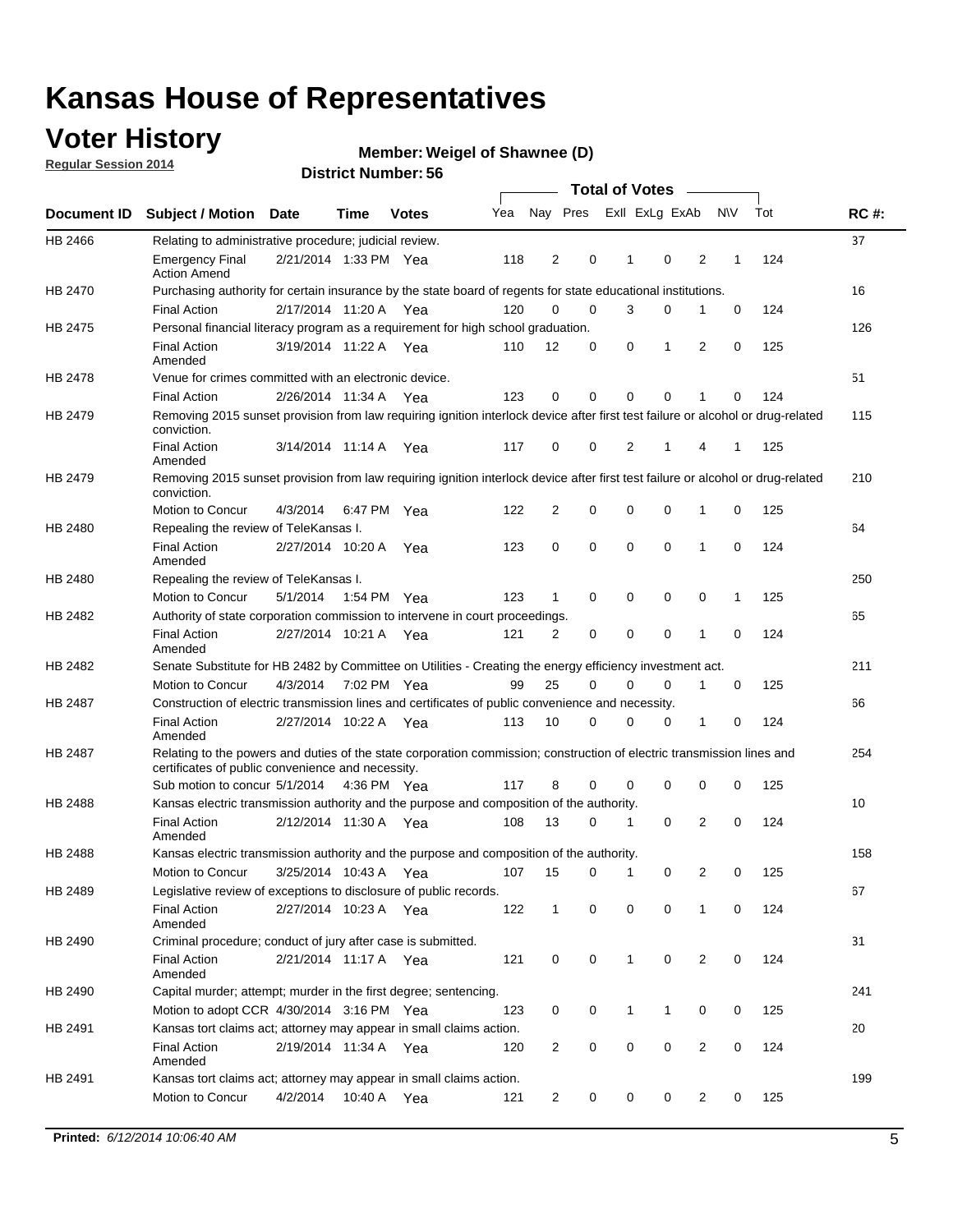# Kansas House of Representatives

## Voter History

**Regular Session 2014**

**Member: Weigel of Shawnee (D)**

**District Number: 56**

| Document ID | Subject / Motion | Date | Time | Votes | Yea | Nay | Pres | ExII | ExLg | ExAb | N\V | Tot | RC #: |
|---|---|---|---|---|---|---|---|---|---|---|---|---|---|
| HB 2466 | Relating to administrative procedure; judicial review. | | | | | | | | | | | | 37 |
| | Emergency Final Action Amend | 2/21/2014 | 1:33 PM | Yea | 118 | 2 | 0 | 1 | 0 | 2 | 1 | 124 | |
| HB 2470 | Purchasing authority for certain insurance by the state board of regents for state educational institutions. | | | | | | | | | | | | 16 |
| | Final Action | 2/17/2014 | 11:20 A | Yea | 120 | 0 | 0 | 3 | 0 | 1 | 0 | 124 | |
| HB 2475 | Personal financial literacy program as a requirement for high school graduation. | | | | | | | | | | | | 126 |
| | Final Action Amended | 3/19/2014 | 11:22 A | Yea | 110 | 12 | 0 | 0 | 1 | 2 | 0 | 125 | |
| HB 2478 | Venue for crimes committed with an electronic device. | | | | | | | | | | | | 51 |
| | Final Action | 2/26/2014 | 11:34 A | Yea | 123 | 0 | 0 | 0 | 0 | 1 | 0 | 124 | |
| HB 2479 | Removing 2015 sunset provision from law requiring ignition interlock device after first test failure or alcohol or drug-related conviction. | | | | | | | | | | | | 115 |
| | Final Action Amended | 3/14/2014 | 11:14 A | Yea | 117 | 0 | 0 | 2 | 1 | 4 | 1 | 125 | |
| HB 2479 | Removing 2015 sunset provision from law requiring ignition interlock device after first test failure or alcohol or drug-related conviction. | | | | | | | | | | | | 210 |
| | Motion to Concur | 4/3/2014 | 6:47 PM | Yea | 122 | 2 | 0 | 0 | 0 | 1 | 0 | 125 | |
| HB 2480 | Repealing the review of TeleKansas I. | | | | | | | | | | | | 64 |
| | Final Action Amended | 2/27/2014 | 10:20 A | Yea | 123 | 0 | 0 | 0 | 0 | 1 | 0 | 124 | |
| HB 2480 | Repealing the review of TeleKansas I. | | | | | | | | | | | | 250 |
| | Motion to Concur | 5/1/2014 | 1:54 PM | Yea | 123 | 1 | 0 | 0 | 0 | 0 | 1 | 125 | |
| HB 2482 | Authority of state corporation commission to intervene in court proceedings. | | | | | | | | | | | | 65 |
| | Final Action Amended | 2/27/2014 | 10:21 A | Yea | 121 | 2 | 0 | 0 | 0 | 1 | 0 | 124 | |
| HB 2482 | Senate Substitute for HB 2482 by Committee on Utilities - Creating the energy efficiency investment act. | | | | | | | | | | | | 211 |
| | Motion to Concur | 4/3/2014 | 7:02 PM | Yea | 99 | 25 | 0 | 0 | 0 | 1 | 0 | 125 | |
| HB 2487 | Construction of electric transmission lines and certificates of public convenience and necessity. | | | | | | | | | | | | 66 |
| | Final Action Amended | 2/27/2014 | 10:22 A | Yea | 113 | 10 | 0 | 0 | 0 | 1 | 0 | 124 | |
| HB 2487 | Relating to the powers and duties of the state corporation commission; construction of electric transmission lines and certificates of public convenience and necessity. | | | | | | | | | | | | 254 |
| | Sub motion to concur | 5/1/2014 | 4:36 PM | Yea | 117 | 8 | 0 | 0 | 0 | 0 | 0 | 125 | |
| HB 2488 | Kansas electric transmission authority and the purpose and composition of the authority. | | | | | | | | | | | | 10 |
| | Final Action Amended | 2/12/2014 | 11:30 A | Yea | 108 | 13 | 0 | 1 | 0 | 2 | 0 | 124 | |
| HB 2488 | Kansas electric transmission authority and the purpose and composition of the authority. | | | | | | | | | | | | 158 |
| | Motion to Concur | 3/25/2014 | 10:43 A | Yea | 107 | 15 | 0 | 1 | 0 | 2 | 0 | 125 | |
| HB 2489 | Legislative review of exceptions to disclosure of public records. | | | | | | | | | | | | 67 |
| | Final Action Amended | 2/27/2014 | 10:23 A | Yea | 122 | 1 | 0 | 0 | 0 | 1 | 0 | 124 | |
| HB 2490 | Criminal procedure; conduct of jury after case is submitted. | | | | | | | | | | | | 31 |
| | Final Action Amended | 2/21/2014 | 11:17 A | Yea | 121 | 0 | 0 | 1 | 0 | 2 | 0 | 124 | |
| HB 2490 | Capital murder; attempt; murder in the first degree; sentencing. | | | | | | | | | | | | 241 |
| | Motion to adopt CCR | 4/30/2014 | 3:16 PM | Yea | 123 | 0 | 0 | 1 | 1 | 0 | 0 | 125 | |
| HB 2491 | Kansas tort claims act; attorney may appear in small claims action. | | | | | | | | | | | | 20 |
| | Final Action Amended | 2/19/2014 | 11:34 A | Yea | 120 | 2 | 0 | 0 | 0 | 2 | 0 | 124 | |
| HB 2491 | Kansas tort claims act; attorney may appear in small claims action. | | | | | | | | | | | | 199 |
| | Motion to Concur | 4/2/2014 | 10:40 A | Yea | 121 | 2 | 0 | 0 | 0 | 2 | 0 | 125 | |

**Printed:** *6/12/2014 10:06:40 AM*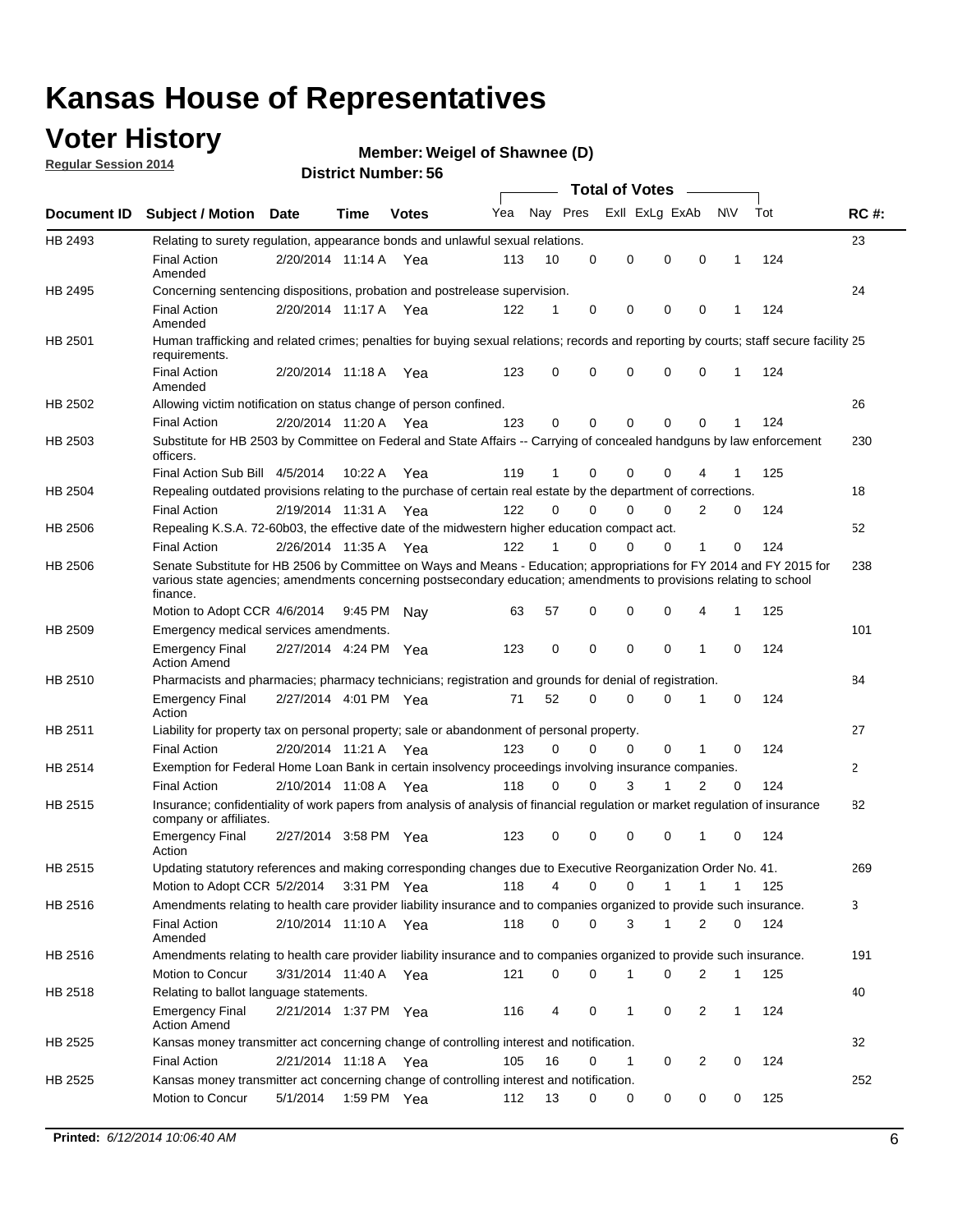# Kansas House of Representatives

## Voter History

**Regular Session 2014**

**Member: Weigel of Shawnee (D)**

**District Number: 56**

| Document ID | Subject / Motion | Date | Time | Votes | Yea | Nay | Pres | ExII | ExLg | ExAb | N\V | Tot | RC #: |
|---|---|---|---|---|---|---|---|---|---|---|---|---|---|
| HB 2493 | Relating to surety regulation, appearance bonds and unlawful sexual relations. | | | | | | | | | | | | 23 |
| | Final Action Amended | 2/20/2014 | 11:14 A | Yea | 113 | 10 | 0 | 0 | 0 | 0 | 1 | 124 | |
| HB 2495 | Concerning sentencing dispositions, probation and postrelease supervision. | | | | | | | | | | | | 24 |
| | Final Action Amended | 2/20/2014 | 11:17 A | Yea | 122 | 1 | 0 | 0 | 0 | 0 | 1 | 124 | |
| HB 2501 | Human trafficking and related crimes; penalties for buying sexual relations; records and reporting by courts; staff secure facility requirements. | | | | | | | | | | | | 25 |
| | Final Action Amended | 2/20/2014 | 11:18 A | Yea | 123 | 0 | 0 | 0 | 0 | 0 | 1 | 124 | |
| HB 2502 | Allowing victim notification on status change of person confined. | | | | | | | | | | | | 26 |
| | Final Action | 2/20/2014 | 11:20 A | Yea | 123 | 0 | 0 | 0 | 0 | 0 | 1 | 124 | |
| HB 2503 | Substitute for HB 2503 by Committee on Federal and State Affairs -- Carrying of concealed handguns by law enforcement officers. | | | | | | | | | | | | 230 |
| | Final Action Sub Bill | 4/5/2014 | 10:22 A | Yea | 119 | 1 | 0 | 0 | 0 | 4 | 1 | 125 | |
| HB 2504 | Repealing outdated provisions relating to the purchase of certain real estate by the department of corrections. | | | | | | | | | | | | 18 |
| | Final Action | 2/19/2014 | 11:31 A | Yea | 122 | 0 | 0 | 0 | 0 | 2 | 0 | 124 | |
| HB 2506 | Repealing K.S.A. 72-60b03, the effective date of the midwestern higher education compact act. | | | | | | | | | | | | 52 |
| | Final Action | 2/26/2014 | 11:35 A | Yea | 122 | 1 | 0 | 0 | 0 | 1 | 0 | 124 | |
| HB 2506 | Senate Substitute for HB 2506 by Committee on Ways and Means - Education; appropriations for FY 2014 and FY 2015 for various state agencies; amendments concerning postsecondary education; amendments to provisions relating to school finance. | | | | | | | | | | | | 238 |
| | Motion to Adopt CCR | 4/6/2014 | 9:45 PM | Nay | 63 | 57 | 0 | 0 | 0 | 4 | 1 | 125 | |
| HB 2509 | Emergency medical services amendments. | | | | | | | | | | | | 101 |
| | Emergency Final Action Amend | 2/27/2014 | 4:24 PM | Yea | 123 | 0 | 0 | 0 | 0 | 1 | 0 | 124 | |
| HB 2510 | Pharmacists and pharmacies; pharmacy technicians; registration and grounds for denial of registration. | | | | | | | | | | | | 84 |
| | Emergency Final Action | 2/27/2014 | 4:01 PM | Yea | 71 | 52 | 0 | 0 | 0 | 1 | 0 | 124 | |
| HB 2511 | Liability for property tax on personal property; sale or abandonment of personal property. | | | | | | | | | | | | 27 |
| | Final Action | 2/20/2014 | 11:21 A | Yea | 123 | 0 | 0 | 0 | 0 | 1 | 0 | 124 | |
| HB 2514 | Exemption for Federal Home Loan Bank in certain insolvency proceedings involving insurance companies. | | | | | | | | | | | | 2 |
| | Final Action | 2/10/2014 | 11:08 A | Yea | 118 | 0 | 0 | 3 | 1 | 2 | 0 | 124 | |
| HB 2515 | Insurance; confidentiality of work papers from analysis of analysis of financial regulation or market regulation of insurance company or affiliates. | | | | | | | | | | | | 82 |
| | Emergency Final Action | 2/27/2014 | 3:58 PM | Yea | 123 | 0 | 0 | 0 | 0 | 1 | 0 | 124 | |
| HB 2515 | Updating statutory references and making corresponding changes due to Executive Reorganization Order No. 41. | | | | | | | | | | | | 269 |
| | Motion to Adopt CCR | 5/2/2014 | 3:31 PM | Yea | 118 | 4 | 0 | 0 | 1 | 1 | 1 | 125 | |
| HB 2516 | Amendments relating to health care provider liability insurance and to companies organized to provide such insurance. | | | | | | | | | | | | 3 |
| | Final Action Amended | 2/10/2014 | 11:10 A | Yea | 118 | 0 | 0 | 3 | 1 | 2 | 0 | 124 | |
| HB 2516 | Amendments relating to health care provider liability insurance and to companies organized to provide such insurance. | | | | | | | | | | | | 191 |
| | Motion to Concur | 3/31/2014 | 11:40 A | Yea | 121 | 0 | 0 | 1 | 0 | 2 | 1 | 125 | |
| HB 2518 | Relating to ballot language statements. | | | | | | | | | | | | 40 |
| | Emergency Final Action Amend | 2/21/2014 | 1:37 PM | Yea | 116 | 4 | 0 | 1 | 0 | 2 | 1 | 124 | |
| HB 2525 | Kansas money transmitter act concerning change of controlling interest and notification. | | | | | | | | | | | | 32 |
| | Final Action | 2/21/2014 | 11:18 A | Yea | 105 | 16 | 0 | 1 | 0 | 2 | 0 | 124 | |
| HB 2525 | Kansas money transmitter act concerning change of controlling interest and notification. | | | | | | | | | | | | 252 |
| | Motion to Concur | 5/1/2014 | 1:59 PM | Yea | 112 | 13 | 0 | 0 | 0 | 0 | 0 | 125 | |

**Printed:** *6/12/2014 10:06:40 AM*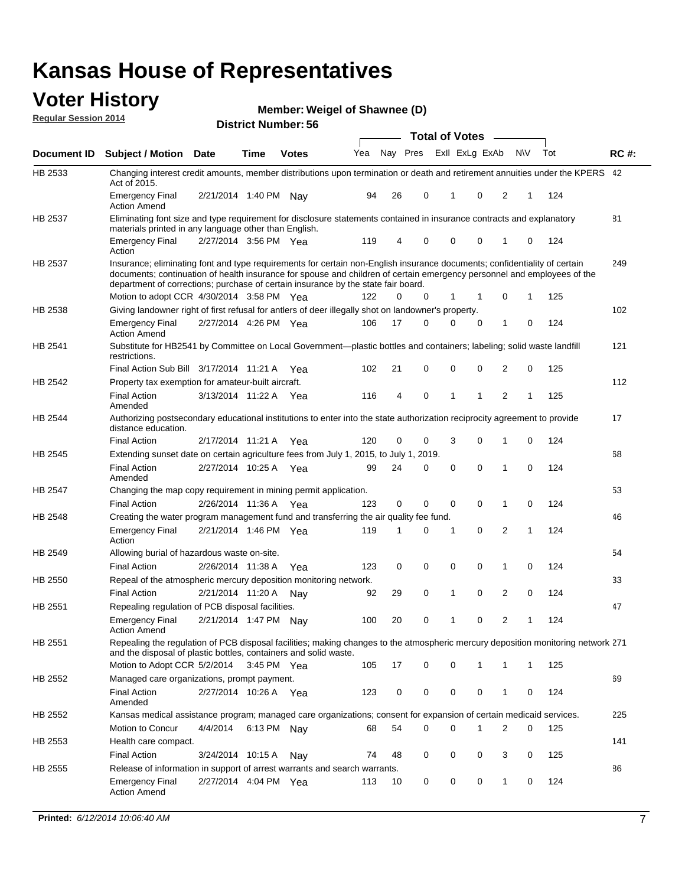# Kansas House of Representatives

## Voter History

**Regular Session 2014**

**Member: Weigel of Shawnee (D)**

**District Number: 56**

| Document ID | Subject / Motion | Date | Time | Votes | Yea | Nay | Pres | ExII | ExLg | ExAb | N\V | Tot | RC #: |
|---|---|---|---|---|---|---|---|---|---|---|---|---|---|
| HB 2533 | Changing interest credit amounts, member distributions upon termination or death and retirement annuities under the KPERS Act of 2015. | | | | | | | | | | | | 42 |
| | Emergency Final Action Amend | 2/21/2014 | 1:40 PM | Nay | 94 | 26 | 0 | 1 | 0 | 2 | 1 | 124 | |
| HB 2537 | Eliminating font size and type requirement for disclosure statements contained in insurance contracts and explanatory materials printed in any language other than English. | | | | | | | | | | | | 81 |
| | Emergency Final Action | 2/27/2014 | 3:56 PM | Yea | 119 | 4 | 0 | 0 | 0 | 1 | 0 | 124 | |
| HB 2537 | Insurance; eliminating font and type requirements for certain non-English insurance documents; confidentiality of certain documents; continuation of health insurance for spouse and children of certain emergency personnel and employees of the department of corrections; purchase of certain insurance by the state fair board. | | | | | | | | | | | | 249 |
| | Motion to adopt CCR | 4/30/2014 | 3:58 PM | Yea | 122 | 0 | 0 | 1 | 1 | 0 | 1 | 125 | |
| HB 2538 | Giving landowner right of first refusal for antlers of deer illegally shot on landowner's property. | | | | | | | | | | | | 102 |
| | Emergency Final Action Amend | 2/27/2014 | 4:26 PM | Yea | 106 | 17 | 0 | 0 | 0 | 1 | 0 | 124 | |
| HB 2541 | Substitute for HB2541 by Committee on Local Government—plastic bottles and containers; labeling; solid waste landfill restrictions. | | | | | | | | | | | | 121 |
| | Final Action Sub Bill | 3/17/2014 | 11:21 A | Yea | 102 | 21 | 0 | 0 | 0 | 2 | 0 | 125 | |
| HB 2542 | Property tax exemption for amateur-built aircraft. | | | | | | | | | | | | 112 |
| | Final Action Amended | 3/13/2014 | 11:22 A | Yea | 116 | 4 | 0 | 1 | 1 | 2 | 1 | 125 | |
| HB 2544 | Authorizing postsecondary educational institutions to enter into the state authorization reciprocity agreement to provide distance education. | | | | | | | | | | | | 17 |
| | Final Action | 2/17/2014 | 11:21 A | Yea | 120 | 0 | 0 | 3 | 0 | 1 | 0 | 124 | |
| HB 2545 | Extending sunset date on certain agriculture fees from July 1, 2015, to July 1, 2019. | | | | | | | | | | | | 68 |
| | Final Action Amended | 2/27/2014 | 10:25 A | Yea | 99 | 24 | 0 | 0 | 0 | 1 | 0 | 124 | |
| HB 2547 | Changing the map copy requirement in mining permit application. | | | | | | | | | | | | 53 |
| | Final Action | 2/26/2014 | 11:36 A | Yea | 123 | 0 | 0 | 0 | 0 | 1 | 0 | 124 | |
| HB 2548 | Creating the water program management fund and transferring the air quality fee fund. | | | | | | | | | | | | 46 |
| | Emergency Final Action | 2/21/2014 | 1:46 PM | Yea | 119 | 1 | 0 | 1 | 0 | 2 | 1 | 124 | |
| HB 2549 | Allowing burial of hazardous waste on-site. | | | | | | | | | | | | 54 |
| | Final Action | 2/26/2014 | 11:38 A | Yea | 123 | 0 | 0 | 0 | 0 | 1 | 0 | 124 | |
| HB 2550 | Repeal of the atmospheric mercury deposition monitoring network. | | | | | | | | | | | | 33 |
| | Final Action | 2/21/2014 | 11:20 A | Nay | 92 | 29 | 0 | 1 | 0 | 2 | 0 | 124 | |
| HB 2551 | Repealing regulation of PCB disposal facilities. | | | | | | | | | | | | 47 |
| | Emergency Final Action Amend | 2/21/2014 | 1:47 PM | Nay | 100 | 20 | 0 | 1 | 0 | 2 | 1 | 124 | |
| HB 2551 | Repealing the regulation of PCB disposal facilities; making changes to the atmospheric mercury deposition monitoring network and the disposal of plastic bottles, containers and solid waste. | | | | | | | | | | | | 271 |
| | Motion to Adopt CCR | 5/2/2014 | 3:45 PM | Yea | 105 | 17 | 0 | 0 | 1 | 1 | 1 | 125 | |
| HB 2552 | Managed care organizations, prompt payment. | | | | | | | | | | | | 69 |
| | Final Action Amended | 2/27/2014 | 10:26 A | Yea | 123 | 0 | 0 | 0 | 0 | 1 | 0 | 124 | |
| HB 2552 | Kansas medical assistance program; managed care organizations; consent for expansion of certain medicaid services. | | | | | | | | | | | | 225 |
| | Motion to Concur | 4/4/2014 | 6:13 PM | Nay | 68 | 54 | 0 | 0 | 1 | 2 | 0 | 125 | |
| HB 2553 | Health care compact. | | | | | | | | | | | | 141 |
| | Final Action | 3/24/2014 | 10:15 A | Nay | 74 | 48 | 0 | 0 | 0 | 3 | 0 | 125 | |
| HB 2555 | Release of information in support of arrest warrants and search warrants. | | | | | | | | | | | | 86 |
| | Emergency Final Action Amend | 2/27/2014 | 4:04 PM | Yea | 113 | 10 | 0 | 0 | 0 | 1 | 0 | 124 | |

**Printed:** *6/12/2014 10:06:40 AM*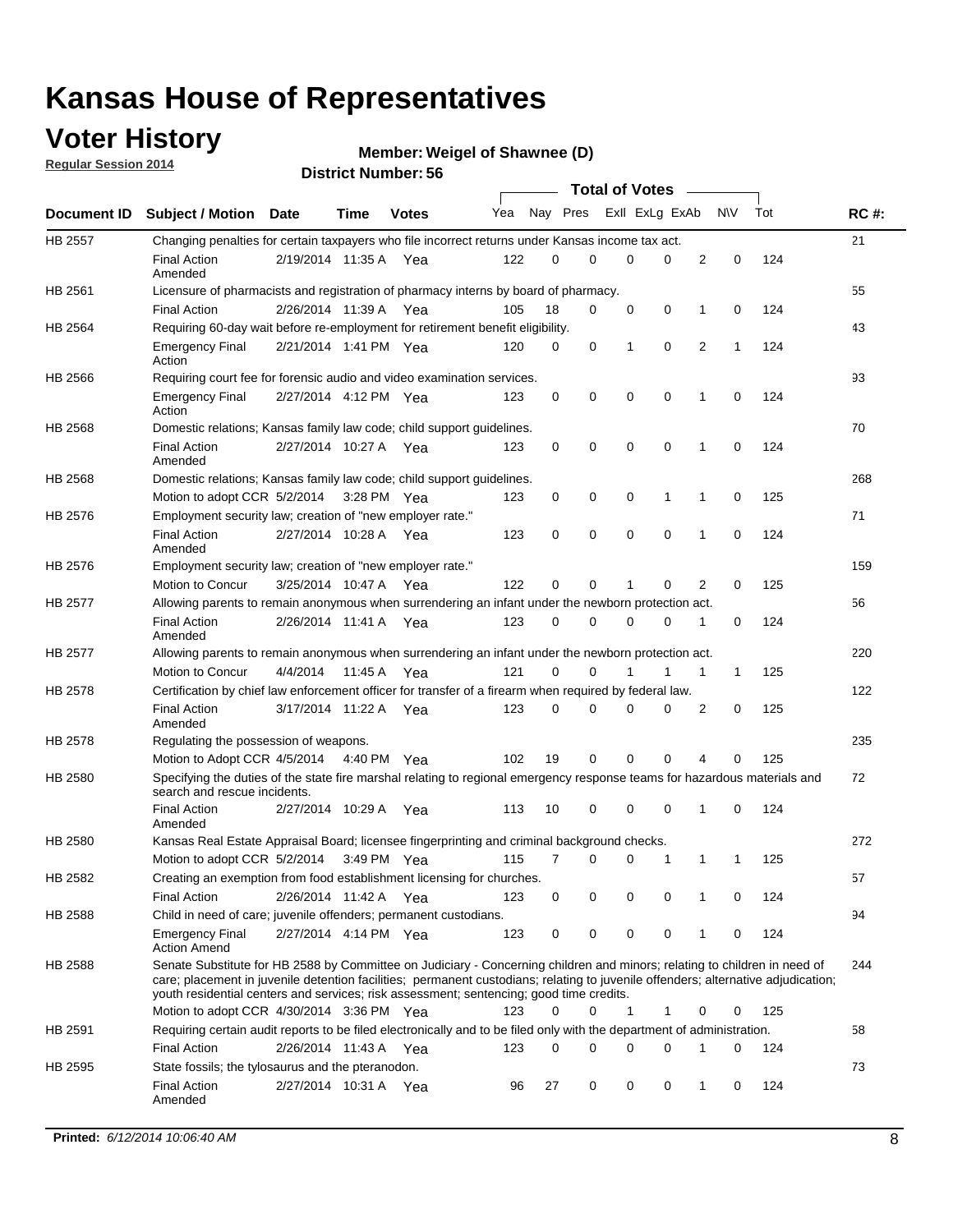# Kansas House of Representatives

## Voter History

**Regular Session 2014**

**Member: Weigel of Shawnee (D)**

**District Number: 56**

| Document ID | Subject / Motion | Date | Time | Votes | Yea | Nay | Pres | ExII | ExLg | ExAb | N\V | Tot | RC #: |
|---|---|---|---|---|---|---|---|---|---|---|---|---|---|
| HB 2557 | Changing penalties for certain taxpayers who file incorrect returns under Kansas income tax act. | | | | | | | | | | | | 21 |
| | Final Action Amended | 2/19/2014 | 11:35 A | Yea | 122 | 0 | 0 | 0 | 0 | 2 | 0 | 124 | |
| HB 2561 | Licensure of pharmacists and registration of pharmacy interns by board of pharmacy. | | | | | | | | | | | | 55 |
| | Final Action | 2/26/2014 | 11:39 A | Yea | 105 | 18 | 0 | 0 | 0 | 1 | 0 | 124 | |
| HB 2564 | Requiring 60-day wait before re-employment for retirement benefit eligibility. | | | | | | | | | | | | 43 |
| | Emergency Final Action | 2/21/2014 | 1:41 PM | Yea | 120 | 0 | 0 | 1 | 0 | 2 | 1 | 124 | |
| HB 2566 | Requiring court fee for forensic audio and video examination services. | | | | | | | | | | | | 93 |
| | Emergency Final Action | 2/27/2014 | 4:12 PM | Yea | 123 | 0 | 0 | 0 | 0 | 1 | 0 | 124 | |
| HB 2568 | Domestic relations; Kansas family law code; child support guidelines. | | | | | | | | | | | | 70 |
| | Final Action Amended | 2/27/2014 | 10:27 A | Yea | 123 | 0 | 0 | 0 | 0 | 1 | 0 | 124 | |
| HB 2568 | Domestic relations; Kansas family law code; child support guidelines. | | | | | | | | | | | | 268 |
| | Motion to adopt CCR | 5/2/2014 | 3:28 PM | Yea | 123 | 0 | 0 | 0 | 1 | 1 | 0 | 125 | |
| HB 2576 | Employment security law; creation of "new employer rate." | | | | | | | | | | | | 71 |
| | Final Action Amended | 2/27/2014 | 10:28 A | Yea | 123 | 0 | 0 | 0 | 0 | 1 | 0 | 124 | |
| HB 2576 | Employment security law; creation of "new employer rate." | | | | | | | | | | | | 159 |
| | Motion to Concur | 3/25/2014 | 10:47 A | Yea | 122 | 0 | 0 | 1 | 0 | 2 | 0 | 125 | |
| HB 2577 | Allowing parents to remain anonymous when surrendering an infant under the newborn protection act. | | | | | | | | | | | | 56 |
| | Final Action Amended | 2/26/2014 | 11:41 A | Yea | 123 | 0 | 0 | 0 | 0 | 1 | 0 | 124 | |
| HB 2577 | Allowing parents to remain anonymous when surrendering an infant under the newborn protection act. | | | | | | | | | | | | 220 |
| | Motion to Concur | 4/4/2014 | 11:45 A | Yea | 121 | 0 | 0 | 1 | 1 | 1 | 1 | 125 | |
| HB 2578 | Certification by chief law enforcement officer for transfer of a firearm when required by federal law. | | | | | | | | | | | | 122 |
| | Final Action Amended | 3/17/2014 | 11:22 A | Yea | 123 | 0 | 0 | 0 | 0 | 2 | 0 | 125 | |
| HB 2578 | Regulating the possession of weapons. | | | | | | | | | | | | 235 |
| | Motion to Adopt CCR | 4/5/2014 | 4:40 PM | Yea | 102 | 19 | 0 | 0 | 0 | 4 | 0 | 125 | |
| HB 2580 | Specifying the duties of the state fire marshal relating to regional emergency response teams for hazardous materials and search and rescue incidents. | | | | | | | | | | | | 72 |
| | Final Action Amended | 2/27/2014 | 10:29 A | Yea | 113 | 10 | 0 | 0 | 0 | 1 | 0 | 124 | |
| HB 2580 | Kansas Real Estate Appraisal Board; licensee fingerprinting and criminal background checks. | | | | | | | | | | | | 272 |
| | Motion to adopt CCR | 5/2/2014 | 3:49 PM | Yea | 115 | 7 | 0 | 0 | 1 | 1 | 1 | 125 | |
| HB 2582 | Creating an exemption from food establishment licensing for churches. | | | | | | | | | | | | 57 |
| | Final Action | 2/26/2014 | 11:42 A | Yea | 123 | 0 | 0 | 0 | 0 | 1 | 0 | 124 | |
| HB 2588 | Child in need of care; juvenile offenders; permanent custodians. | | | | | | | | | | | | 94 |
| | Emergency Final Action Amend | 2/27/2014 | 4:14 PM | Yea | 123 | 0 | 0 | 0 | 0 | 1 | 0 | 124 | |
| HB 2588 | Senate Substitute for HB 2588 by Committee on Judiciary - Concerning children and minors; relating to children in need of care; placement in juvenile detention facilities; permanent custodians; relating to juvenile offenders; alternative adjudication; youth residential centers and services; risk assessment; sentencing; good time credits. | | | | | | | | | | | | 244 |
| | Motion to adopt CCR | 4/30/2014 | 3:36 PM | Yea | 123 | 0 | 0 | 1 | 1 | 0 | 0 | 125 | |
| HB 2591 | Requiring certain audit reports to be filed electronically and to be filed only with the department of administration. | | | | | | | | | | | | 58 |
| | Final Action | 2/26/2014 | 11:43 A | Yea | 123 | 0 | 0 | 0 | 0 | 1 | 0 | 124 | |
| HB 2595 | State fossils; the tylosaurus and the pteranodon. | | | | | | | | | | | | 73 |
| | Final Action Amended | 2/27/2014 | 10:31 A | Yea | 96 | 27 | 0 | 0 | 0 | 1 | 0 | 124 | |

**Printed:** *6/12/2014 10:06:40 AM*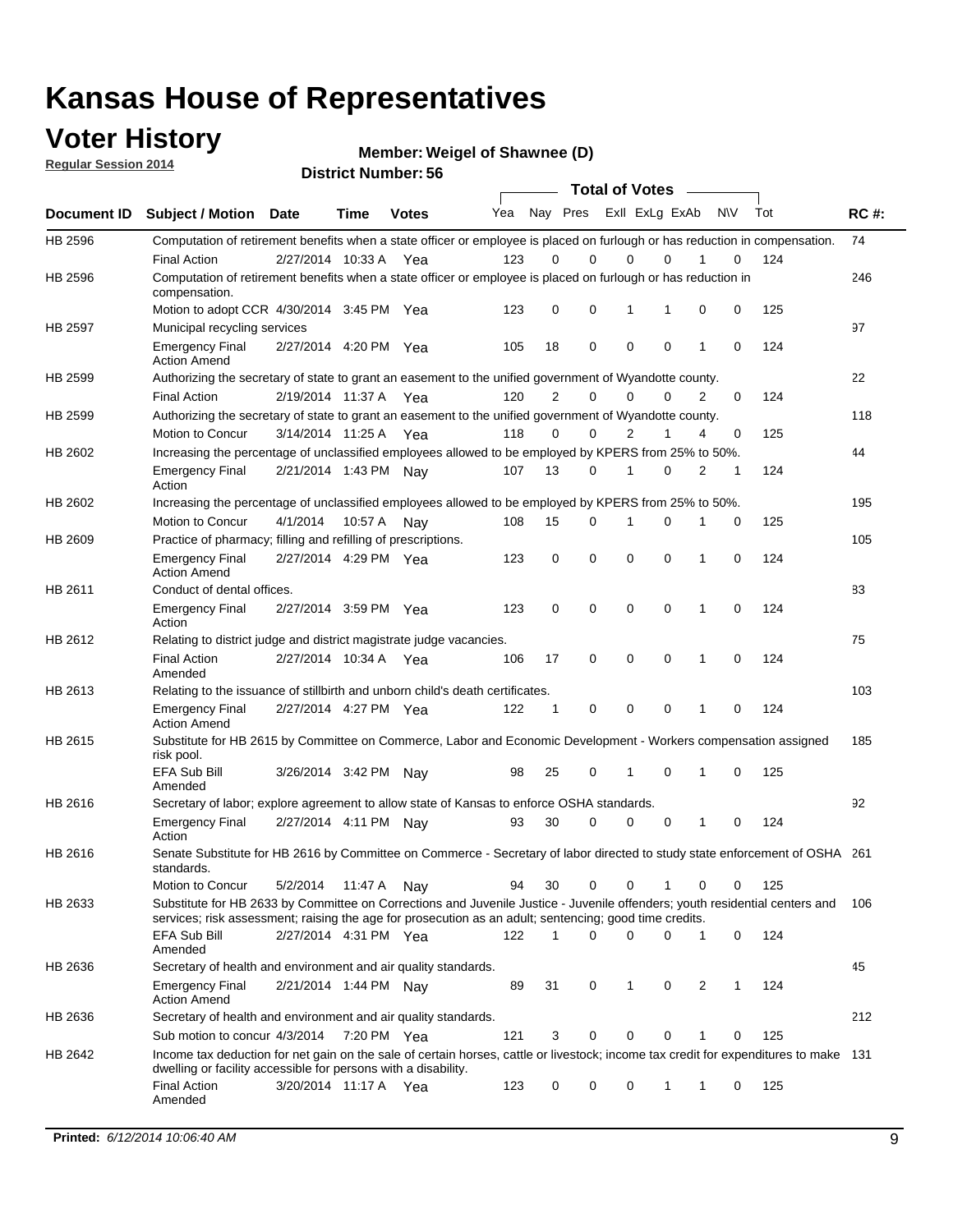# Kansas House of Representatives

## Voter History

**Regular Session 2014**

**Member: Weigel of Shawnee (D)**

**District Number: 56**

| Document ID | Subject / Motion | Date | Time | Votes | Yea | Nay | Pres | ExII | ExLg | ExAb | N\V | Tot | RC #: |
|---|---|---|---|---|---|---|---|---|---|---|---|---|---|
| HB 2596 | Computation of retirement benefits when a state officer or employee is placed on furlough or has reduction in compensation. | | | | | | | | | | | | 74 |
| | Final Action | 2/27/2014 | 10:33 A | Yea | 123 | 0 | 0 | 0 | 0 | 1 | 0 | 124 | |
| HB 2596 | Computation of retirement benefits when a state officer or employee is placed on furlough or has reduction in compensation. | | | | | | | | | | | | 246 |
| | Motion to adopt CCR | 4/30/2014 | 3:45 PM | Yea | 123 | 0 | 0 | 1 | 1 | 0 | 0 | 125 | |
| HB 2597 | Municipal recycling services | | | | | | | | | | | | 97 |
| | Emergency Final Action Amend | 2/27/2014 | 4:20 PM | Yea | 105 | 18 | 0 | 0 | 0 | 1 | 0 | 124 | |
| HB 2599 | Authorizing the secretary of state to grant an easement to the unified government of Wyandotte county. | | | | | | | | | | | | 22 |
| | Final Action | 2/19/2014 | 11:37 A | Yea | 120 | 2 | 0 | 0 | 0 | 2 | 0 | 124 | |
| HB 2599 | Authorizing the secretary of state to grant an easement to the unified government of Wyandotte county. | | | | | | | | | | | | 118 |
| | Motion to Concur | 3/14/2014 | 11:25 A | Yea | 118 | 0 | 0 | 2 | 1 | 4 | 0 | 125 | |
| HB 2602 | Increasing the percentage of unclassified employees allowed to be employed by KPERS from 25% to 50%. | | | | | | | | | | | | 44 |
| | Emergency Final Action | 2/21/2014 | 1:43 PM | Nay | 107 | 13 | 0 | 1 | 0 | 2 | 1 | 124 | |
| HB 2602 | Increasing the percentage of unclassified employees allowed to be employed by KPERS from 25% to 50%. | | | | | | | | | | | | 195 |
| | Motion to Concur | 4/1/2014 | 10:57 A | Nay | 108 | 15 | 0 | 1 | 0 | 1 | 0 | 125 | |
| HB 2609 | Practice of pharmacy; filling and refilling of prescriptions. | | | | | | | | | | | | 105 |
| | Emergency Final Action Amend | 2/27/2014 | 4:29 PM | Yea | 123 | 0 | 0 | 0 | 0 | 1 | 0 | 124 | |
| HB 2611 | Conduct of dental offices. | | | | | | | | | | | | 83 |
| | Emergency Final Action | 2/27/2014 | 3:59 PM | Yea | 123 | 0 | 0 | 0 | 0 | 1 | 0 | 124 | |
| HB 2612 | Relating to district judge and district magistrate judge vacancies. | | | | | | | | | | | | 75 |
| | Final Action Amended | 2/27/2014 | 10:34 A | Yea | 106 | 17 | 0 | 0 | 0 | 1 | 0 | 124 | |
| HB 2613 | Relating to the issuance of stillbirth and unborn child's death certificates. | | | | | | | | | | | | 103 |
| | Emergency Final Action Amend | 2/27/2014 | 4:27 PM | Yea | 122 | 1 | 0 | 0 | 0 | 1 | 0 | 124 | |
| HB 2615 | Substitute for HB 2615 by Committee on Commerce, Labor and Economic Development - Workers compensation assigned risk pool. | | | | | | | | | | | | 185 |
| | EFA Sub Bill Amended | 3/26/2014 | 3:42 PM | Nay | 98 | 25 | 0 | 1 | 0 | 1 | 0 | 125 | |
| HB 2616 | Secretary of labor; explore agreement to allow state of Kansas to enforce OSHA standards. | | | | | | | | | | | | 92 |
| | Emergency Final Action | 2/27/2014 | 4:11 PM | Nay | 93 | 30 | 0 | 0 | 0 | 1 | 0 | 124 | |
| HB 2616 | Senate Substitute for HB 2616 by Committee on Commerce - Secretary of labor directed to study state enforcement of OSHA standards. | | | | | | | | | | | | 261 |
| | Motion to Concur | 5/2/2014 | 11:47 A | Nay | 94 | 30 | 0 | 0 | 1 | 0 | 0 | 125 | |
| HB 2633 | Substitute for HB 2633 by Committee on Corrections and Juvenile Justice - Juvenile offenders; youth residential centers and services; risk assessment; raising the age for prosecution as an adult; sentencing; good time credits. | | | | | | | | | | | | 106 |
| | EFA Sub Bill Amended | 2/27/2014 | 4:31 PM | Yea | 122 | 1 | 0 | 0 | 0 | 1 | 0 | 124 | |
| HB 2636 | Secretary of health and environment and air quality standards. | | | | | | | | | | | | 45 |
| | Emergency Final Action Amend | 2/21/2014 | 1:44 PM | Nay | 89 | 31 | 0 | 1 | 0 | 2 | 1 | 124 | |
| HB 2636 | Secretary of health and environment and air quality standards. | | | | | | | | | | | | 212 |
| | Sub motion to concur | 4/3/2014 | 7:20 PM | Yea | 121 | 3 | 0 | 0 | 0 | 1 | 0 | 125 | |
| HB 2642 | Income tax deduction for net gain on the sale of certain horses, cattle or livestock; income tax credit for expenditures to make dwelling or facility accessible for persons with a disability. | | | | | | | | | | | | 131 |
| | Final Action Amended | 3/20/2014 | 11:17 A | Yea | 123 | 0 | 0 | 0 | 1 | 1 | 0 | 125 | |

**Printed:** *6/12/2014 10:06:40 AM*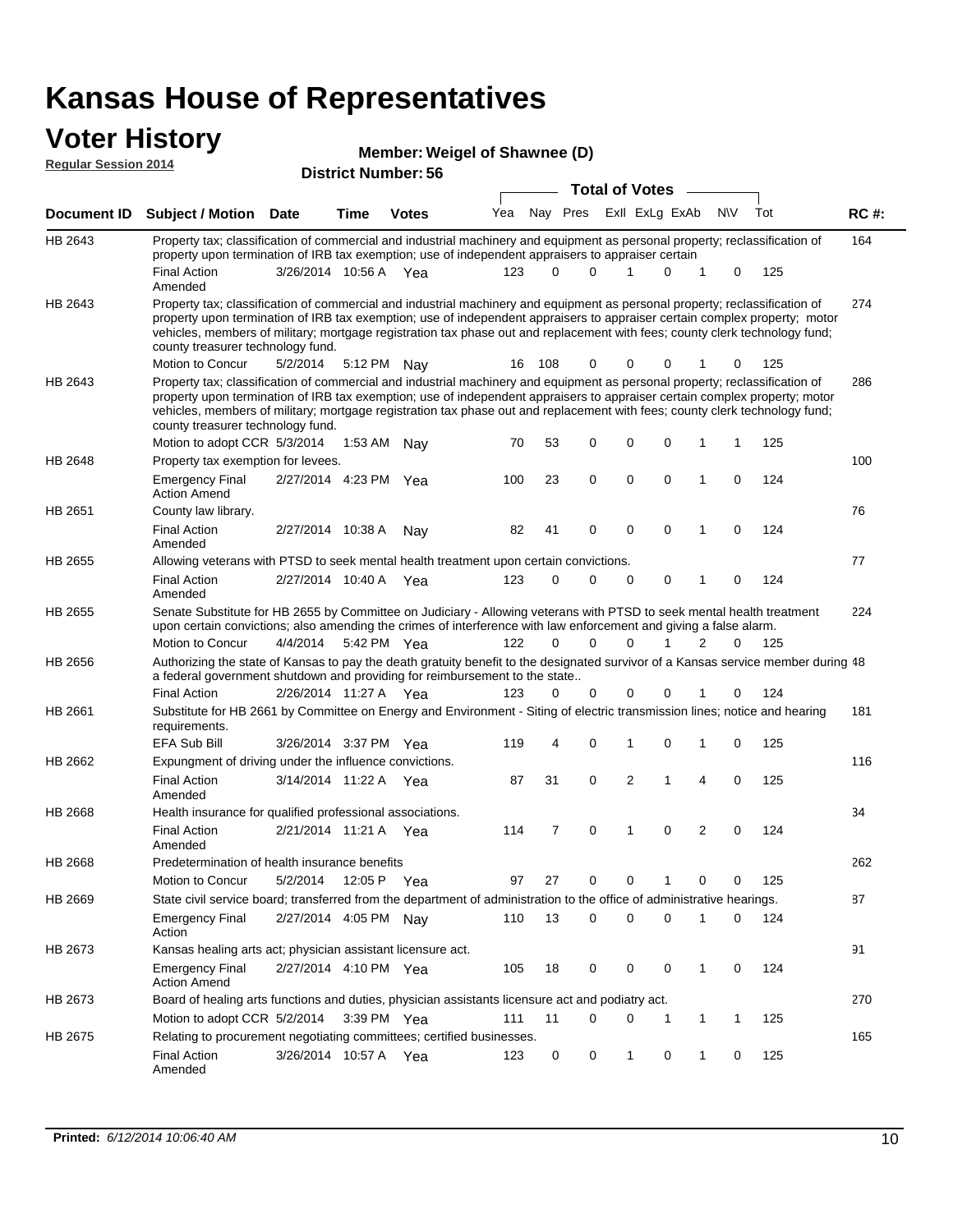# Kansas House of Representatives

## Voter History

**Regular Session 2014**

**Member: Weigel of Shawnee (D)**

**District Number: 56**

| Document ID | Subject / Motion | Date | Time | Votes | Yea | Nay | Pres | ExII | ExLg | ExAb | N\V | Tot | RC #: |
|---|---|---|---|---|---|---|---|---|---|---|---|---|---|
| HB 2643 | Property tax; classification of commercial and industrial machinery and equipment as personal property; reclassification of property upon termination of IRB tax exemption; use of independent appraisers to appraiser certain | | | | | | | | | | | | 164 |
| | Final Action Amended | 3/26/2014 | 10:56 A | Yea | 123 | 0 | 0 | 1 | 0 | 1 | 0 | 125 | |
| HB 2643 | Property tax; classification of commercial and industrial machinery and equipment as personal property; reclassification of property upon termination of IRB tax exemption; use of independent appraisers to appraiser certain complex property; motor vehicles, members of military; mortgage registration tax phase out and replacement with fees; county clerk technology fund; county treasurer technology fund. | | | | | | | | | | | | 274 |
| | Motion to Concur | 5/2/2014 | 5:12 PM | Nay | 16 | 108 | 0 | 0 | 0 | 1 | 0 | 125 | |
| HB 2643 | Property tax; classification of commercial and industrial machinery and equipment as personal property; reclassification of property upon termination of IRB tax exemption; use of independent appraisers to appraiser certain complex property; motor vehicles, members of military; mortgage registration tax phase out and replacement with fees; county clerk technology fund; county treasurer technology fund. | | | | | | | | | | | | 286 |
| | Motion to adopt CCR | 5/3/2014 | 1:53 AM | Nay | 70 | 53 | 0 | 0 | 0 | 1 | 1 | 125 | |
| HB 2648 | Property tax exemption for levees. | | | | | | | | | | | | 100 |
| | Emergency Final Action Amend | 2/27/2014 | 4:23 PM | Yea | 100 | 23 | 0 | 0 | 0 | 1 | 0 | 124 | |
| HB 2651 | County law library. | | | | | | | | | | | | 76 |
| | Final Action Amended | 2/27/2014 | 10:38 A | Nay | 82 | 41 | 0 | 0 | 0 | 1 | 0 | 124 | |
| HB 2655 | Allowing veterans with PTSD to seek mental health treatment upon certain convictions. | | | | | | | | | | | | 77 |
| | Final Action Amended | 2/27/2014 | 10:40 A | Yea | 123 | 0 | 0 | 0 | 0 | 1 | 0 | 124 | |
| HB 2655 | Senate Substitute for HB 2655 by Committee on Judiciary - Allowing veterans with PTSD to seek mental health treatment upon certain convictions; also amending the crimes of interference with law enforcement and giving a false alarm. | | | | | | | | | | | | 224 |
| | Motion to Concur | 4/4/2014 | 5:42 PM | Yea | 122 | 0 | 0 | 0 | 1 | 2 | 0 | 125 | |
| HB 2656 | Authorizing the state of Kansas to pay the death gratuity benefit to the designated survivor of a Kansas service member during a federal government shutdown and providing for reimbursement to the state.. | | | | | | | | | | | | 48 |
| | Final Action | 2/26/2014 | 11:27 A | Yea | 123 | 0 | 0 | 0 | 0 | 1 | 0 | 124 | |
| HB 2661 | Substitute for HB 2661 by Committee on Energy and Environment - Siting of electric transmission lines; notice and hearing requirements. | | | | | | | | | | | | 181 |
| | EFA Sub Bill | 3/26/2014 | 3:37 PM | Yea | 119 | 4 | 0 | 1 | 0 | 1 | 0 | 125 | |
| HB 2662 | Expungment of driving under the influence convictions. | | | | | | | | | | | | 116 |
| | Final Action Amended | 3/14/2014 | 11:22 A | Yea | 87 | 31 | 0 | 2 | 1 | 4 | 0 | 125 | |
| HB 2668 | Health insurance for qualified professional associations. | | | | | | | | | | | | 34 |
| | Final Action Amended | 2/21/2014 | 11:21 A | Yea | 114 | 7 | 0 | 1 | 0 | 2 | 0 | 124 | |
| HB 2668 | Predetermination of health insurance benefits | | | | | | | | | | | | 262 |
| | Motion to Concur | 5/2/2014 | 12:05 P | Yea | 97 | 27 | 0 | 0 | 1 | 0 | 0 | 125 | |
| HB 2669 | State civil service board; transferred from the department of administration to the office of administrative hearings. | | | | | | | | | | | | 87 |
| | Emergency Final Action | 2/27/2014 | 4:05 PM | Nay | 110 | 13 | 0 | 0 | 0 | 1 | 0 | 124 | |
| HB 2673 | Kansas healing arts act; physician assistant licensure act. | | | | | | | | | | | | 91 |
| | Emergency Final Action Amend | 2/27/2014 | 4:10 PM | Yea | 105 | 18 | 0 | 0 | 0 | 1 | 0 | 124 | |
| HB 2673 | Board of healing arts functions and duties, physician assistants licensure act and podiatry act. | | | | | | | | | | | | 270 |
| | Motion to adopt CCR | 5/2/2014 | 3:39 PM | Yea | 111 | 11 | 0 | 0 | 1 | 1 | 1 | 125 | |
| HB 2675 | Relating to procurement negotiating committees; certified businesses. | | | | | | | | | | | | 165 |
| | Final Action Amended | 3/26/2014 | 10:57 A | Yea | 123 | 0 | 0 | 1 | 0 | 1 | 0 | 125 | |

**Printed:** *6/12/2014 10:06:40 AM*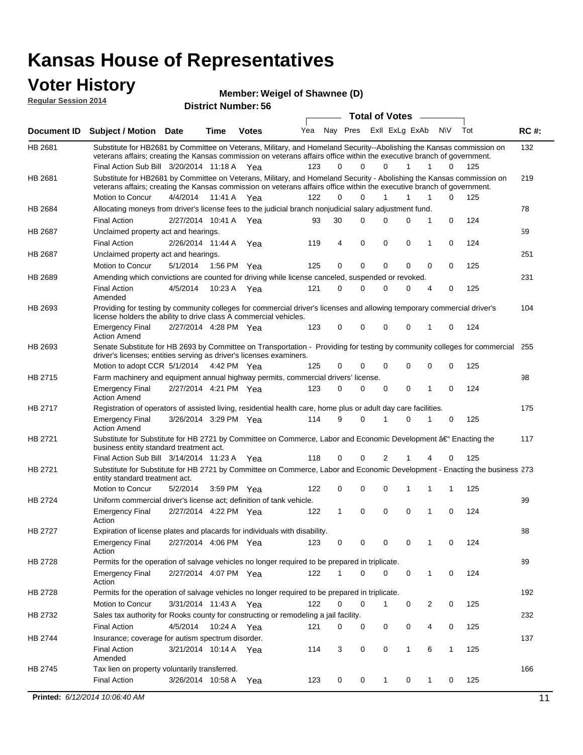# Kansas House of Representatives

## Voter History

**Regular Session 2014**

**Member: Weigel of Shawnee (D)**

**District Number: 56**

| Document ID | Subject / Motion | Date | Time | Votes | Yea | Nay | Pres | ExII | ExLg | ExAb | N\V | Tot | RC #: |
|---|---|---|---|---|---|---|---|---|---|---|---|---|---|
| HB 2681 | Substitute for HB2681 by Committee on Veterans, Military, and Homeland Security--Abolishing the Kansas commission on veterans affairs; creating the Kansas commission on veterans affairs office within the executive branch of government. | | | | | | | | | | | | 132 |
| | Final Action Sub Bill | 3/20/2014 | 11:18 A | Yea | 123 | 0 | 0 | 0 | 1 | 1 | 0 | 125 | |
| HB 2681 | Substitute for HB2681 by Committee on Veterans, Military, and Homeland Security - Abolishing the Kansas commission on veterans affairs; creating the Kansas commission on veterans affairs office within the executive branch of government. | | | | | | | | | | | | 219 |
| | Motion to Concur | 4/4/2014 | 11:41 A | Yea | 122 | 0 | 0 | 1 | 1 | 1 | 0 | 125 | |
| HB 2684 | Allocating moneys from driver's license fees to the judicial branch nonjudicial salary adjustment fund. | | | | | | | | | | | | 78 |
| | Final Action | 2/27/2014 | 10:41 A | Yea | 93 | 30 | 0 | 0 | 0 | 1 | 0 | 124 | |
| HB 2687 | Unclaimed property act and hearings. | | | | | | | | | | | | 59 |
| | Final Action | 2/26/2014 | 11:44 A | Yea | 119 | 4 | 0 | 0 | 0 | 1 | 0 | 124 | |
| HB 2687 | Unclaimed property act and hearings. | | | | | | | | | | | | 251 |
| | Motion to Concur | 5/1/2014 | 1:56 PM | Yea | 125 | 0 | 0 | 0 | 0 | 0 | 0 | 125 | |
| HB 2689 | Amending which convictions are counted for driving while license canceled, suspended or revoked. | | | | | | | | | | | | 231 |
| | Final Action Amended | 4/5/2014 | 10:23 A | Yea | 121 | 0 | 0 | 0 | 0 | 4 | 0 | 125 | |
| HB 2693 | Providing for testing by community colleges for commercial driver's licenses and allowing temporary commercial driver's license holders the ability to drive class A commercial vehicles. | | | | | | | | | | | | 104 |
| | Emergency Final Action Amend | 2/27/2014 | 4:28 PM | Yea | 123 | 0 | 0 | 0 | 0 | 1 | 0 | 124 | |
| HB 2693 | Senate Substitute for HB 2693 by Committee on Transportation - Providing for testing by community colleges for commercial driver's licenses; entities serving as driver's licenses examiners. | | | | | | | | | | | | 255 |
| | Motion to adopt CCR | 5/1/2014 | 4:42 PM | Yea | 125 | 0 | 0 | 0 | 0 | 0 | 0 | 125 | |
| HB 2715 | Farm machinery and equipment annual highway permits, commercial drivers' license. | | | | | | | | | | | | 98 |
| | Emergency Final Action Amend | 2/27/2014 | 4:21 PM | Yea | 123 | 0 | 0 | 0 | 0 | 1 | 0 | 124 | |
| HB 2717 | Registration of operators of assisted living, residential health care, home plus or adult day care facilities. | | | | | | | | | | | | 175 |
| | Emergency Final Action Amend | 3/26/2014 | 3:29 PM | Yea | 114 | 9 | 0 | 1 | 0 | 1 | 0 | 125 | |
| HB 2721 | Substitute for Substitute for HB 2721 by Committee on Commerce, Labor and Economic Development â€" Enacting the business entity standard treatment act. | | | | | | | | | | | | 117 |
| | Final Action Sub Bill | 3/14/2014 | 11:23 A | Yea | 118 | 0 | 0 | 2 | 1 | 4 | 0 | 125 | |
| HB 2721 | Substitute for Substitute for HB 2721 by Committee on Commerce, Labor and Economic Development - Enacting the business entity standard treatment act. | | | | | | | | | | | | 273 |
| | Motion to Concur | 5/2/2014 | 3:59 PM | Yea | 122 | 0 | 0 | 0 | 1 | 1 | 1 | 125 | |
| HB 2724 | Uniform commercial driver's license act; definition of tank vehicle. | | | | | | | | | | | | 99 |
| | Emergency Final Action | 2/27/2014 | 4:22 PM | Yea | 122 | 1 | 0 | 0 | 0 | 1 | 0 | 124 | |
| HB 2727 | Expiration of license plates and placards for individuals with disability. | | | | | | | | | | | | 88 |
| | Emergency Final Action | 2/27/2014 | 4:06 PM | Yea | 123 | 0 | 0 | 0 | 0 | 1 | 0 | 124 | |
| HB 2728 | Permits for the operation of salvage vehicles no longer required to be prepared in triplicate. | | | | | | | | | | | | 89 |
| | Emergency Final Action | 2/27/2014 | 4:07 PM | Yea | 122 | 1 | 0 | 0 | 0 | 1 | 0 | 124 | |
| HB 2728 | Permits for the operation of salvage vehicles no longer required to be prepared in triplicate. | | | | | | | | | | | | 192 |
| | Motion to Concur | 3/31/2014 | 11:43 A | Yea | 122 | 0 | 0 | 1 | 0 | 2 | 0 | 125 | |
| HB 2732 | Sales tax authority for Rooks county for constructing or remodeling a jail facility. | | | | | | | | | | | | 232 |
| | Final Action | 4/5/2014 | 10:24 A | Yea | 121 | 0 | 0 | 0 | 0 | 4 | 0 | 125 | |
| HB 2744 | Insurance; coverage for autism spectrum disorder. | | | | | | | | | | | | 137 |
| | Final Action Amended | 3/21/2014 | 10:14 A | Yea | 114 | 3 | 0 | 0 | 1 | 6 | 1 | 125 | |
| HB 2745 | Tax lien on property voluntarily transferred. | | | | | | | | | | | | 166 |
| | Final Action | 3/26/2014 | 10:58 A | Yea | 123 | 0 | 0 | 1 | 0 | 1 | 0 | 125 | |

**Printed:** *6/12/2014 10:06:40 AM*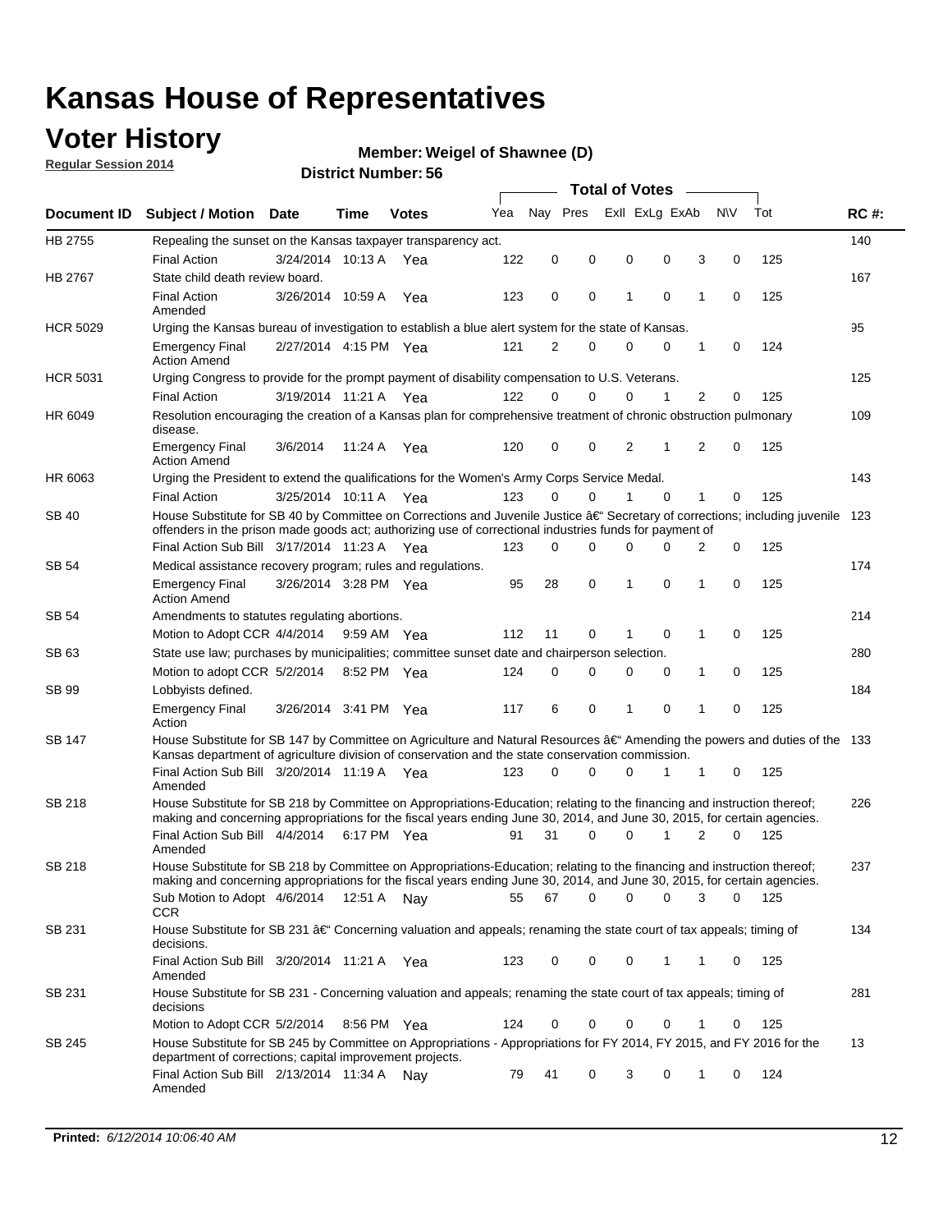# Kansas House of Representatives

## Voter History

**Regular Session 2014**

**Member: Weigel of Shawnee (D)**

**District Number: 56**

| Document ID | Subject / Motion | Date | Time | Votes | Yea | Nay | Pres | ExII | ExLg | ExAb | N\V | Tot | RC #: |
|---|---|---|---|---|---|---|---|---|---|---|---|---|---|
| HB 2755 | Repealing the sunset on the Kansas taxpayer transparency act. | | | | | | | | | | | | 140 |
| | Final Action | 3/24/2014 | 10:13 A | Yea | 122 | 0 | 0 | 0 | 0 | 3 | 0 | 125 | |
| HB 2767 | State child death review board. | | | | | | | | | | | | 167 |
| | Final Action Amended | 3/26/2014 | 10:59 A | Yea | 123 | 0 | 0 | 1 | 0 | 1 | 0 | 125 | |
| HCR 5029 | Urging the Kansas bureau of investigation to establish a blue alert system for the state of Kansas. | | | | | | | | | | | | 95 |
| | Emergency Final Action Amend | 2/27/2014 | 4:15 PM | Yea | 121 | 2 | 0 | 0 | 0 | 1 | 0 | 124 | |
| HCR 5031 | Urging Congress to provide for the prompt payment of disability compensation to U.S. Veterans. | | | | | | | | | | | | 125 |
| | Final Action | 3/19/2014 | 11:21 A | Yea | 122 | 0 | 0 | 0 | 1 | 2 | 0 | 125 | |
| HR 6049 | Resolution encouraging the creation of a Kansas plan for comprehensive treatment of chronic obstruction pulmonary disease. | | | | | | | | | | | | 109 |
| | Emergency Final Action Amend | 3/6/2014 | 11:24 A | Yea | 120 | 0 | 0 | 2 | 1 | 2 | 0 | 125 | |
| HR 6063 | Urging the President to extend the qualifications for the Women's Army Corps Service Medal. | | | | | | | | | | | | 143 |
| | Final Action | 3/25/2014 | 10:11 A | Yea | 123 | 0 | 0 | 1 | 0 | 1 | 0 | 125 | |
| SB 40 | House Substitute for SB 40 by Committee on Corrections and Juvenile Justice â€" Secretary of corrections; including juvenile offenders in the prison made goods act; authorizing use of correctional industries funds for payment of | | | | | | | | | | | | 123 |
| | Final Action Sub Bill | 3/17/2014 | 11:23 A | Yea | 123 | 0 | 0 | 0 | 0 | 2 | 0 | 125 | |
| SB 54 | Medical assistance recovery program; rules and regulations. | | | | | | | | | | | | 174 |
| | Emergency Final Action Amend | 3/26/2014 | 3:28 PM | Yea | 95 | 28 | 0 | 1 | 0 | 1 | 0 | 125 | |
| SB 54 | Amendments to statutes regulating abortions. | | | | | | | | | | | | 214 |
| | Motion to Adopt CCR | 4/4/2014 | 9:59 AM | Yea | 112 | 11 | 0 | 1 | 0 | 1 | 0 | 125 | |
| SB 63 | State use law; purchases by municipalities; committee sunset date and chairperson selection. | | | | | | | | | | | | 280 |
| | Motion to adopt CCR | 5/2/2014 | 8:52 PM | Yea | 124 | 0 | 0 | 0 | 0 | 1 | 0 | 125 | |
| SB 99 | Lobbyists defined. | | | | | | | | | | | | 184 |
| | Emergency Final Action | 3/26/2014 | 3:41 PM | Yea | 117 | 6 | 0 | 1 | 0 | 1 | 0 | 125 | |
| SB 147 | House Substitute for SB 147 by Committee on Agriculture and Natural Resources â€" Amending the powers and duties of the Kansas department of agriculture division of conservation and the state conservation commission. | | | | | | | | | | | | 133 |
| | Final Action Sub Bill Amended | 3/20/2014 | 11:19 A | Yea | 123 | 0 | 0 | 0 | 1 | 1 | 0 | 125 | |
| SB 218 | House Substitute for SB 218 by Committee on Appropriations-Education; relating to the financing and instruction thereof; making and concerning appropriations for the fiscal years ending June 30, 2014, and June 30, 2015, for certain agencies. | | | | | | | | | | | | 226 |
| | Final Action Sub Bill Amended | 4/4/2014 | 6:17 PM | Yea | 91 | 31 | 0 | 0 | 1 | 2 | 0 | 125 | |
| SB 218 | House Substitute for SB 218 by Committee on Appropriations-Education; relating to the financing and instruction thereof; making and concerning appropriations for the fiscal years ending June 30, 2014, and June 30, 2015, for certain agencies. | | | | | | | | | | | | 237 |
| | Sub Motion to Adopt CCR | 4/6/2014 | 12:51 A | Nay | 55 | 67 | 0 | 0 | 0 | 3 | 0 | 125 | |
| SB 231 | House Substitute for SB 231 â€" Concerning valuation and appeals; renaming the state court of tax appeals; timing of decisions. | | | | | | | | | | | | 134 |
| | Final Action Sub Bill Amended | 3/20/2014 | 11:21 A | Yea | 123 | 0 | 0 | 0 | 1 | 1 | 0 | 125 | |
| SB 231 | House Substitute for SB 231 - Concerning valuation and appeals; renaming the state court of tax appeals; timing of decisions | | | | | | | | | | | | 281 |
| | Motion to Adopt CCR | 5/2/2014 | 8:56 PM | Yea | 124 | 0 | 0 | 0 | 0 | 1 | 0 | 125 | |
| SB 245 | House Substitute for SB 245 by Committee on Appropriations - Appropriations for FY 2014, FY 2015, and FY 2016 for the department of corrections; capital improvement projects. | | | | | | | | | | | | 13 |
| | Final Action Sub Bill Amended | 2/13/2014 | 11:34 A | Nay | 79 | 41 | 0 | 3 | 0 | 1 | 0 | 124 | |

**Printed:** *6/12/2014 10:06:40 AM*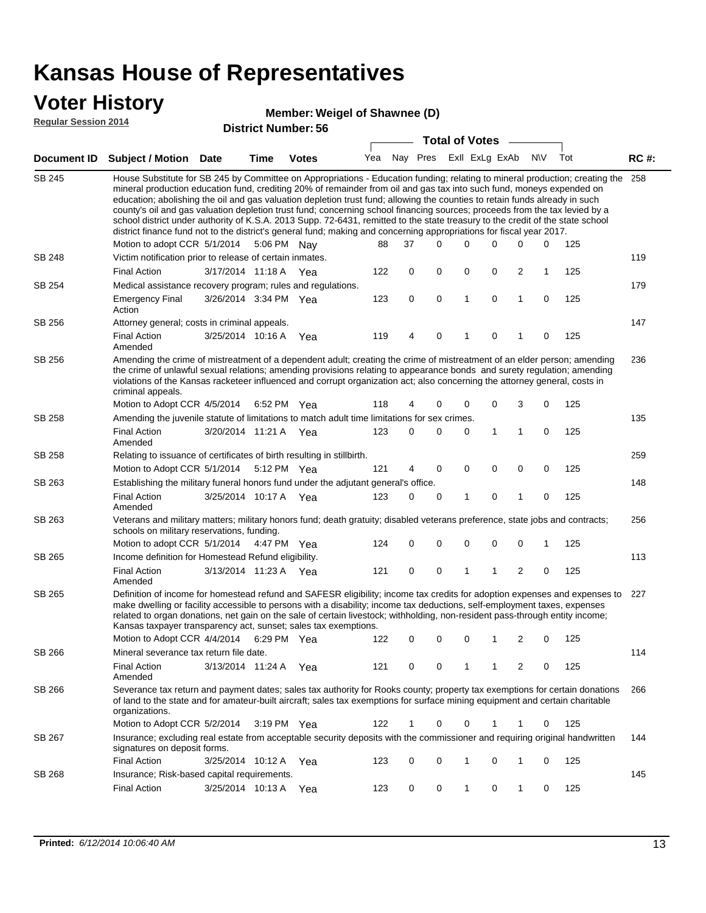# Kansas House of Representatives

## Voter History

**Regular Session 2014**

**Member: Weigel of Shawnee (D)**

**District Number: 56**

| Document ID | Subject / Motion | Date | Time | Votes | Yea | Nay | Pres | ExII | ExLg | ExAb | N\V | Tot | RC #: |
|---|---|---|---|---|---|---|---|---|---|---|---|---|---|
| SB 245 | House Substitute for SB 245 by Committee on Appropriations - Education funding; relating to mineral production; creating the mineral production education fund, crediting 20% of remainder from oil and gas tax into such fund, moneys expended on education; abolishing the oil and gas valuation depletion trust fund; allowing the counties to retain funds already in such county's oil and gas valuation depletion trust fund; concerning school financing sources; proceeds from the tax levied by a school district under authority of K.S.A. 2013 Supp. 72-6431, remitted to the state treasury to the credit of the state school district finance fund not to the district's general fund; making and concerning appropriations for fiscal year 2017. | | | | | | | | | | | | 258 |
| | Motion to adopt CCR | 5/1/2014 | 5:06 PM | Nay | 88 | 37 | 0 | 0 | 0 | 0 | 0 | 125 | |
| SB 248 | Victim notification prior to release of certain inmates. | | | | | | | | | | | | 119 |
| | Final Action | 3/17/2014 | 11:18 A | Yea | 122 | 0 | 0 | 0 | 0 | 2 | 1 | 125 | |
| SB 254 | Medical assistance recovery program; rules and regulations. | | | | | | | | | | | | 179 |
| | Emergency Final Action | 3/26/2014 | 3:34 PM | Yea | 123 | 0 | 0 | 1 | 0 | 1 | 0 | 125 | |
| SB 256 | Attorney general; costs in criminal appeals. | | | | | | | | | | | | 147 |
| | Final Action Amended | 3/25/2014 | 10:16 A | Yea | 119 | 4 | 0 | 1 | 0 | 1 | 0 | 125 | |
| SB 256 | Amending the crime of mistreatment of a dependent adult; creating the crime of mistreatment of an elder person; amending the crime of unlawful sexual relations; amending provisions relating to appearance bonds and surety regulation; amending violations of the Kansas racketeer influenced and corrupt organization act; also concerning the attorney general, costs in criminal appeals. | | | | | | | | | | | | 236 |
| | Motion to Adopt CCR | 4/5/2014 | 6:52 PM | Yea | 118 | 4 | 0 | 0 | 0 | 3 | 0 | 125 | |
| SB 258 | Amending the juvenile statute of limitations to match adult time limitations for sex crimes. | | | | | | | | | | | | 135 |
| | Final Action Amended | 3/20/2014 | 11:21 A | Yea | 123 | 0 | 0 | 0 | 1 | 1 | 0 | 125 | |
| SB 258 | Relating to issuance of certificates of birth resulting in stillbirth. | | | | | | | | | | | | 259 |
| | Motion to Adopt CCR | 5/1/2014 | 5:12 PM | Yea | 121 | 4 | 0 | 0 | 0 | 0 | 0 | 125 | |
| SB 263 | Establishing the military funeral honors fund under the adjutant general's office. | | | | | | | | | | | | 148 |
| | Final Action Amended | 3/25/2014 | 10:17 A | Yea | 123 | 0 | 0 | 1 | 0 | 1 | 0 | 125 | |
| SB 263 | Veterans and military matters; military honors fund; death gratuity; disabled veterans preference, state jobs and contracts; schools on military reservations, funding. | | | | | | | | | | | | 256 |
| | Motion to adopt CCR | 5/1/2014 | 4:47 PM | Yea | 124 | 0 | 0 | 0 | 0 | 0 | 1 | 125 | |
| SB 265 | Income definition for Homestead Refund eligibility. | | | | | | | | | | | | 113 |
| | Final Action Amended | 3/13/2014 | 11:23 A | Yea | 121 | 0 | 0 | 1 | 1 | 2 | 0 | 125 | |
| SB 265 | Definition of income for homestead refund and SAFESR eligibility; income tax credits for adoption expenses and expenses to make dwelling or facility accessible to persons with a disability; income tax deductions, self-employment taxes, expenses related to organ donations, net gain on the sale of certain livestock; withholding, non-resident pass-through entity income; Kansas taxpayer transparency act, sunset; sales tax exemptions. | | | | | | | | | | | | 227 |
| | Motion to Adopt CCR | 4/4/2014 | 6:29 PM | Yea | 122 | 0 | 0 | 0 | 1 | 2 | 0 | 125 | |
| SB 266 | Mineral severance tax return file date. | | | | | | | | | | | | 114 |
| | Final Action Amended | 3/13/2014 | 11:24 A | Yea | 121 | 0 | 0 | 1 | 1 | 2 | 0 | 125 | |
| SB 266 | Severance tax return and payment dates; sales tax authority for Rooks county; property tax exemptions for certain donations of land to the state and for amateur-built aircraft; sales tax exemptions for surface mining equipment and certain charitable organizations. | | | | | | | | | | | | 266 |
| | Motion to Adopt CCR | 5/2/2014 | 3:19 PM | Yea | 122 | 1 | 0 | 0 | 1 | 1 | 0 | 125 | |
| SB 267 | Insurance; excluding real estate from acceptable security deposits with the commissioner and requiring original handwritten signatures on deposit forms. | | | | | | | | | | | | 144 |
| | Final Action | 3/25/2014 | 10:12 A | Yea | 123 | 0 | 0 | 1 | 0 | 1 | 0 | 125 | |
| SB 268 | Insurance; Risk-based capital requirements. | | | | | | | | | | | | 145 |
| | Final Action | 3/25/2014 | 10:13 A | Yea | 123 | 0 | 0 | 1 | 0 | 1 | 0 | 125 | |

**Printed:** *6/12/2014 10:06:40 AM*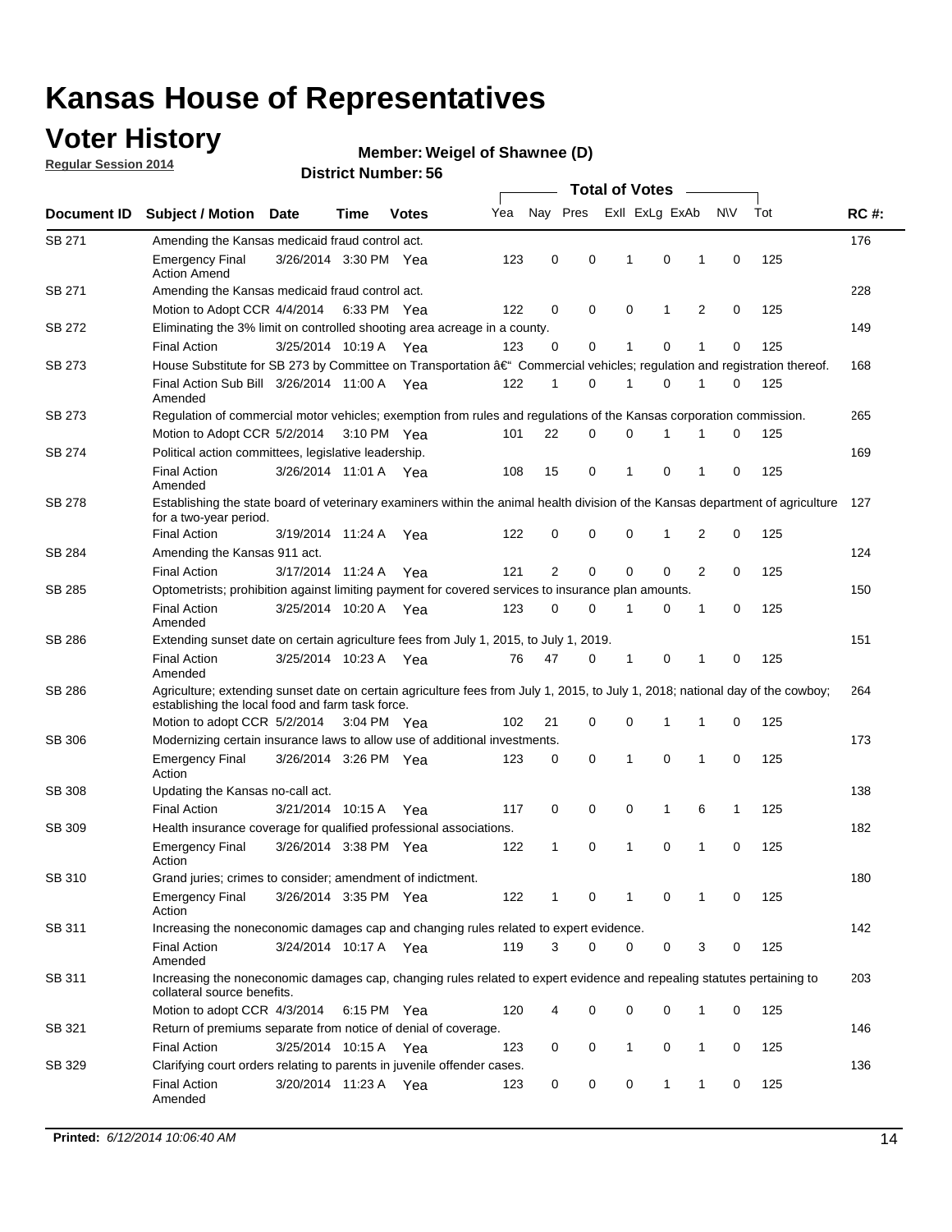# Kansas House of Representatives

## Voter History

**Regular Session 2014**

**Member: Weigel of Shawnee (D)**

**District Number: 56**

| Document ID | Subject / Motion | Date | Time | Votes | Yea | Nay | Pres | ExII | ExLg | ExAb | N\V | Tot | RC #: |
|---|---|---|---|---|---|---|---|---|---|---|---|---|---|
| SB 271 | Amending the Kansas medicaid fraud control act. | | | | | | | | | | | | 176 |
| | Emergency Final Action Amend | 3/26/2014 | 3:30 PM | Yea | 123 | 0 | 0 | 1 | 0 | 1 | 0 | 125 | |
| SB 271 | Amending the Kansas medicaid fraud control act. | | | | | | | | | | | | 228 |
| | Motion to Adopt CCR | 4/4/2014 | 6:33 PM | Yea | 122 | 0 | 0 | 0 | 1 | 2 | 0 | 125 | |
| SB 272 | Eliminating the 3% limit on controlled shooting area acreage in a county. | | | | | | | | | | | | 149 |
| | Final Action | 3/25/2014 | 10:19 A | Yea | 123 | 0 | 0 | 1 | 0 | 1 | 0 | 125 | |
| SB 273 | House Substitute for SB 273 by Committee on Transportation â€“ Commercial vehicles; regulation and registration thereof. | | | | | | | | | | | | 168 |
| | Final Action Sub Bill Amended | 3/26/2014 | 11:00 A | Yea | 122 | 1 | 0 | 1 | 0 | 1 | 0 | 125 | |
| SB 273 | Regulation of commercial motor vehicles; exemption from rules and regulations of the Kansas corporation commission. | | | | | | | | | | | | 265 |
| | Motion to Adopt CCR | 5/2/2014 | 3:10 PM | Yea | 101 | 22 | 0 | 0 | 1 | 1 | 0 | 125 | |
| SB 274 | Political action committees, legislative leadership. | | | | | | | | | | | | 169 |
| | Final Action Amended | 3/26/2014 | 11:01 A | Yea | 108 | 15 | 0 | 1 | 0 | 1 | 0 | 125 | |
| SB 278 | Establishing the state board of veterinary examiners within the animal health division of the Kansas department of agriculture for a two-year period. | | | | | | | | | | | | 127 |
| | Final Action | 3/19/2014 | 11:24 A | Yea | 122 | 0 | 0 | 0 | 1 | 2 | 0 | 125 | |
| SB 284 | Amending the Kansas 911 act. | | | | | | | | | | | | 124 |
| | Final Action | 3/17/2014 | 11:24 A | Yea | 121 | 2 | 0 | 0 | 0 | 2 | 0 | 125 | |
| SB 285 | Optometrists; prohibition against limiting payment for covered services to insurance plan amounts. | | | | | | | | | | | | 150 |
| | Final Action Amended | 3/25/2014 | 10:20 A | Yea | 123 | 0 | 0 | 1 | 0 | 1 | 0 | 125 | |
| SB 286 | Extending sunset date on certain agriculture fees from July 1, 2015, to July 1, 2019. | | | | | | | | | | | | 151 |
| | Final Action Amended | 3/25/2014 | 10:23 A | Yea | 76 | 47 | 0 | 1 | 0 | 1 | 0 | 125 | |
| SB 286 | Agriculture; extending sunset date on certain agriculture fees from July 1, 2015, to July 1, 2018; national day of the cowboy; establishing the local food and farm task force. | | | | | | | | | | | | 264 |
| | Motion to adopt CCR | 5/2/2014 | 3:04 PM | Yea | 102 | 21 | 0 | 0 | 1 | 1 | 0 | 125 | |
| SB 306 | Modernizing certain insurance laws to allow use of additional investments. | | | | | | | | | | | | 173 |
| | Emergency Final Action | 3/26/2014 | 3:26 PM | Yea | 123 | 0 | 0 | 1 | 0 | 1 | 0 | 125 | |
| SB 308 | Updating the Kansas no-call act. | | | | | | | | | | | | 138 |
| | Final Action | 3/21/2014 | 10:15 A | Yea | 117 | 0 | 0 | 0 | 1 | 6 | 1 | 125 | |
| SB 309 | Health insurance coverage for qualified professional associations. | | | | | | | | | | | | 182 |
| | Emergency Final Action | 3/26/2014 | 3:38 PM | Yea | 122 | 1 | 0 | 1 | 0 | 1 | 0 | 125 | |
| SB 310 | Grand juries; crimes to consider; amendment of indictment. | | | | | | | | | | | | 180 |
| | Emergency Final Action | 3/26/2014 | 3:35 PM | Yea | 122 | 1 | 0 | 1 | 0 | 1 | 0 | 125 | |
| SB 311 | Increasing the noneconomic damages cap and changing rules related to expert evidence. | | | | | | | | | | | | 142 |
| | Final Action Amended | 3/24/2014 | 10:17 A | Yea | 119 | 3 | 0 | 0 | 0 | 3 | 0 | 125 | |
| SB 311 | Increasing the noneconomic damages cap, changing rules related to expert evidence and repealing statutes pertaining to collateral source benefits. | | | | | | | | | | | | 203 |
| | Motion to adopt CCR | 4/3/2014 | 6:15 PM | Yea | 120 | 4 | 0 | 0 | 0 | 1 | 0 | 125 | |
| SB 321 | Return of premiums separate from notice of denial of coverage. | | | | | | | | | | | | 146 |
| | Final Action | 3/25/2014 | 10:15 A | Yea | 123 | 0 | 0 | 1 | 0 | 1 | 0 | 125 | |
| SB 329 | Clarifying court orders relating to parents in juvenile offender cases. | | | | | | | | | | | | 136 |
| | Final Action Amended | 3/20/2014 | 11:23 A | Yea | 123 | 0 | 0 | 0 | 1 | 1 | 0 | 125 | |

**Printed:** *6/12/2014 10:06:40 AM*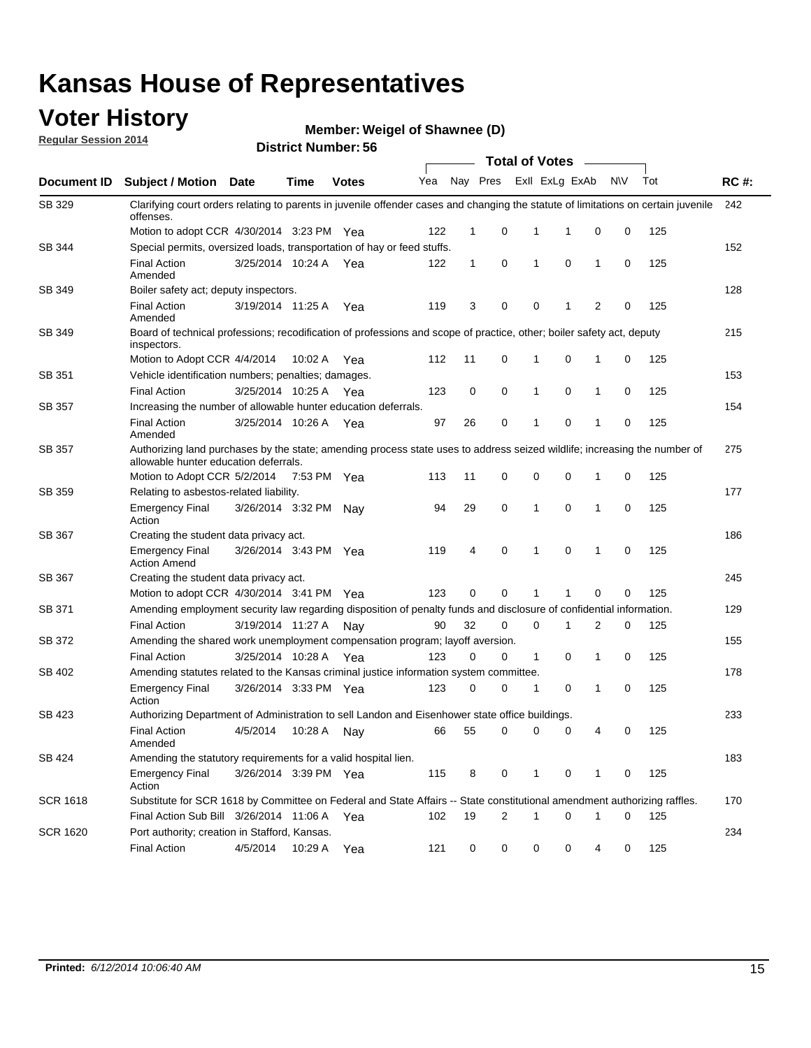# Kansas House of Representatives

## Voter History

**Regular Session 2014**

**Member: Weigel of Shawnee (D)**

**District Number: 56**

| Document ID | Subject / Motion | Date | Time | Votes | Yea | Nay | Pres | ExII | ExLg | ExAb | N\V | Tot | RC #: |
|---|---|---|---|---|---|---|---|---|---|---|---|---|---|
| SB 329 | Clarifying court orders relating to parents in juvenile offender cases and changing the statute of limitations on certain juvenile offenses. | | | | | | | | | | | | 242 |
| | Motion to adopt CCR | 4/30/2014 | 3:23 PM | Yea | 122 | 1 | 0 | 1 | 1 | 0 | 0 | 125 | |
| SB 344 | Special permits, oversized loads, transportation of hay or feed stuffs. | | | | | | | | | | | | 152 |
| | Final Action Amended | 3/25/2014 | 10:24 A | Yea | 122 | 1 | 0 | 1 | 0 | 1 | 0 | 125 | |
| SB 349 | Boiler safety act; deputy inspectors. | | | | | | | | | | | | 128 |
| | Final Action Amended | 3/19/2014 | 11:25 A | Yea | 119 | 3 | 0 | 0 | 1 | 2 | 0 | 125 | |
| SB 349 | Board of technical professions; recodification of professions and scope of practice, other; boiler safety act, deputy inspectors. | | | | | | | | | | | | 215 |
| | Motion to Adopt CCR | 4/4/2014 | 10:02 A | Yea | 112 | 11 | 0 | 1 | 0 | 1 | 0 | 125 | |
| SB 351 | Vehicle identification numbers; penalties; damages. | | | | | | | | | | | | 153 |
| | Final Action | 3/25/2014 | 10:25 A | Yea | 123 | 0 | 0 | 1 | 0 | 1 | 0 | 125 | |
| SB 357 | Increasing the number of allowable hunter education deferrals. | | | | | | | | | | | | 154 |
| | Final Action Amended | 3/25/2014 | 10:26 A | Yea | 97 | 26 | 0 | 1 | 0 | 1 | 0 | 125 | |
| SB 357 | Authorizing land purchases by the state; amending process state uses to address seized wildlife; increasing the number of allowable hunter education deferrals. | | | | | | | | | | | | 275 |
| | Motion to Adopt CCR | 5/2/2014 | 7:53 PM | Yea | 113 | 11 | 0 | 0 | 0 | 1 | 0 | 125 | |
| SB 359 | Relating to asbestos-related liability. | | | | | | | | | | | | 177 |
| | Emergency Final Action | 3/26/2014 | 3:32 PM | Nay | 94 | 29 | 0 | 1 | 0 | 1 | 0 | 125 | |
| SB 367 | Creating the student data privacy act. | | | | | | | | | | | | 186 |
| | Emergency Final Action Amend | 3/26/2014 | 3:43 PM | Yea | 119 | 4 | 0 | 1 | 0 | 1 | 0 | 125 | |
| SB 367 | Creating the student data privacy act. | | | | | | | | | | | | 245 |
| | Motion to adopt CCR | 4/30/2014 | 3:41 PM | Yea | 123 | 0 | 0 | 1 | 1 | 0 | 0 | 125 | |
| SB 371 | Amending employment security law regarding disposition of penalty funds and disclosure of confidential information. | | | | | | | | | | | | 129 |
| | Final Action | 3/19/2014 | 11:27 A | Nay | 90 | 32 | 0 | 0 | 1 | 2 | 0 | 125 | |
| SB 372 | Amending the shared work unemployment compensation program; layoff aversion. | | | | | | | | | | | | 155 |
| | Final Action | 3/25/2014 | 10:28 A | Yea | 123 | 0 | 0 | 1 | 0 | 1 | 0 | 125 | |
| SB 402 | Amending statutes related to the Kansas criminal justice information system committee. | | | | | | | | | | | | 178 |
| | Emergency Final Action | 3/26/2014 | 3:33 PM | Yea | 123 | 0 | 0 | 1 | 0 | 1 | 0 | 125 | |
| SB 423 | Authorizing Department of Administration to sell Landon and Eisenhower state office buildings. | | | | | | | | | | | | 233 |
| | Final Action Amended | 4/5/2014 | 10:28 A | Nay | 66 | 55 | 0 | 0 | 0 | 4 | 0 | 125 | |
| SB 424 | Amending the statutory requirements for a valid hospital lien. | | | | | | | | | | | | 183 |
| | Emergency Final Action | 3/26/2014 | 3:39 PM | Yea | 115 | 8 | 0 | 1 | 0 | 1 | 0 | 125 | |
| SCR 1618 | Substitute for SCR 1618 by Committee on Federal and State Affairs -- State constitutional amendment authorizing raffles. | | | | | | | | | | | | 170 |
| | Final Action Sub Bill | 3/26/2014 | 11:06 A | Yea | 102 | 19 | 2 | 1 | 0 | 1 | 0 | 125 | |
| SCR 1620 | Port authority; creation in Stafford, Kansas. | | | | | | | | | | | | 234 |
| | Final Action | 4/5/2014 | 10:29 A | Yea | 121 | 0 | 0 | 0 | 0 | 4 | 0 | 125 | |

**Printed:** *6/12/2014 10:06:40 AM*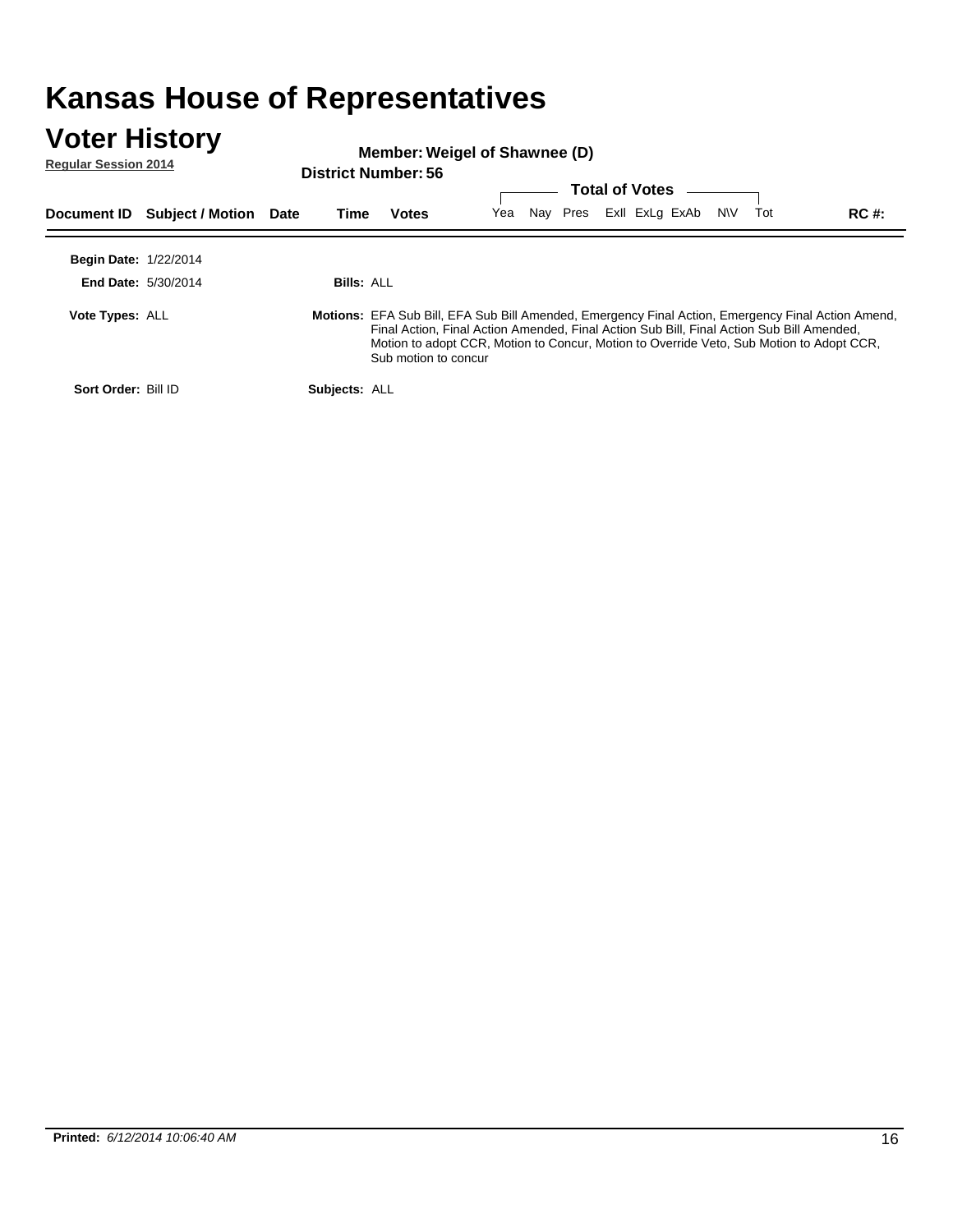# Kansas House of Representatives

## Voter History

**Regular Session 2014**

**Member: Weigel of Shawnee (D)**

**District Number: 56**

| Document ID | Subject / Motion | Date | Time | Votes | Yea | Nay | Pres | ExII | ExLg | ExAb | N\V | Tot | RC #: |
|---|---|---|---|---|---|---|---|---|---|---|---|---|---|

**Begin Date:** 1/22/2014

**End Date:** 5/30/2014

**Bills:** ALL

**Vote Types:** ALL

**Motions:** EFA Sub Bill, EFA Sub Bill Amended, Emergency Final Action, Emergency Final Action Amend, Final Action, Final Action Amended, Final Action Sub Bill, Final Action Sub Bill Amended, Motion to adopt CCR, Motion to Concur, Motion to Override Veto, Sub Motion to Adopt CCR, Sub motion to concur

**Sort Order:** Bill ID

**Subjects:** ALL

**Printed:** *6/12/2014 10:06:40 AM*